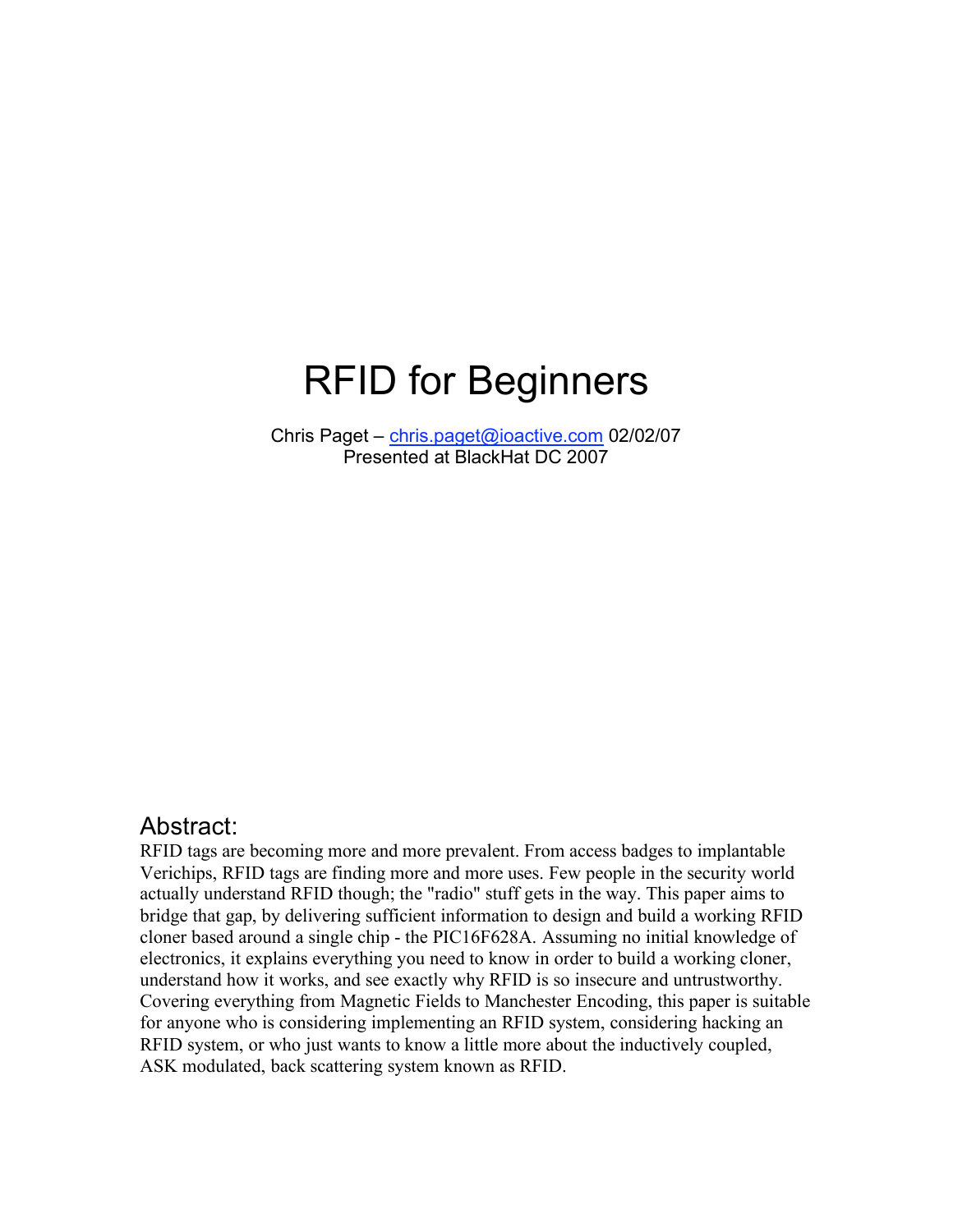# RFID for Beginners

Chris Paget – chris.paget@ioactive.com 02/02/07
Presented at BlackHat DC 2007

## Abstract:

RFID tags are becoming more and more prevalent. From access badges to implantable Verichips, RFID tags are finding more and more uses. Few people in the security world actually understand RFID though; the "radio" stuff gets in the way. This paper aims to bridge that gap, by delivering sufficient information to design and build a working RFID cloner based around a single chip - the PIC16F628A. Assuming no initial knowledge of electronics, it explains everything you need to know in order to build a working cloner, understand how it works, and see exactly why RFID is so insecure and untrustworthy. Covering everything from Magnetic Fields to Manchester Encoding, this paper is suitable for anyone who is considering implementing an RFID system, considering hacking an RFID system, or who just wants to know a little more about the inductively coupled, ASK modulated, back scattering system known as RFID.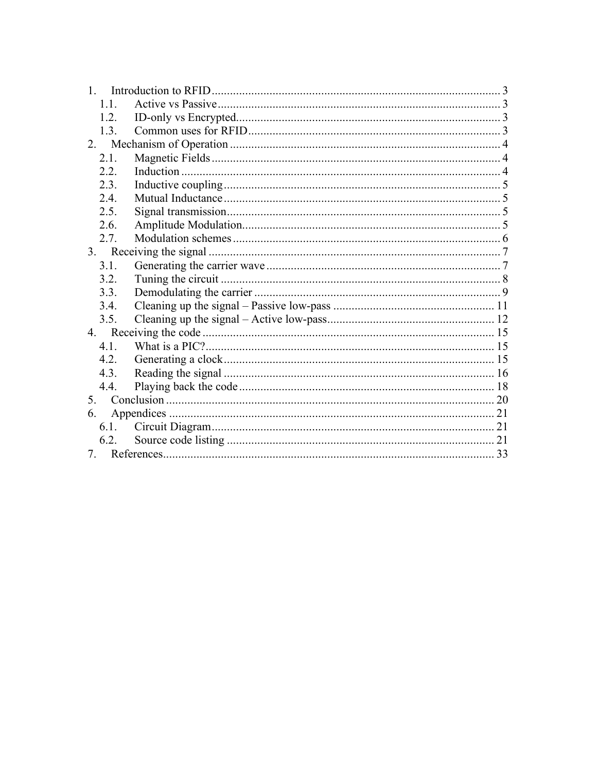1. Introduction to RFID ........................................................................................ 3
   - 1.1. Active vs Passive ........................................................................................ 3
   - 1.2. ID-only vs Encrypted ........................................................................................ 3
   - 1.3. Common uses for RFID ........................................................................................ 3
2. Mechanism of Operation ........................................................................................ 4
   - 2.1. Magnetic Fields ........................................................................................ 4
   - 2.2. Induction ........................................................................................ 4
   - 2.3. Inductive coupling ........................................................................................ 5
   - 2.4. Mutual Inductance ........................................................................................ 5
   - 2.5. Signal transmission ........................................................................................ 5
   - 2.6. Amplitude Modulation ........................................................................................ 5
   - 2.7. Modulation schemes ........................................................................................ 6
3. Receiving the signal ........................................................................................ 7
   - 3.1. Generating the carrier wave ........................................................................................ 7
   - 3.2. Tuning the circuit ........................................................................................ 8
   - 3.3. Demodulating the carrier ........................................................................................ 9
   - 3.4. Cleaning up the signal – Passive low-pass ........................................................................................ 11
   - 3.5. Cleaning up the signal – Active low-pass ........................................................................................ 12
4. Receiving the code ........................................................................................ 15
   - 4.1. What is a PIC? ........................................................................................ 15
   - 4.2. Generating a clock ........................................................................................ 15
   - 4.3. Reading the signal ........................................................................................ 16
   - 4.4. Playing back the code ........................................................................................ 18
5. Conclusion ........................................................................................ 20
6. Appendices ........................................................................................ 21
   - 6.1. Circuit Diagram ........................................................................................ 21
   - 6.2. Source code listing ........................................................................................ 21
7. References ........................................................................................ 33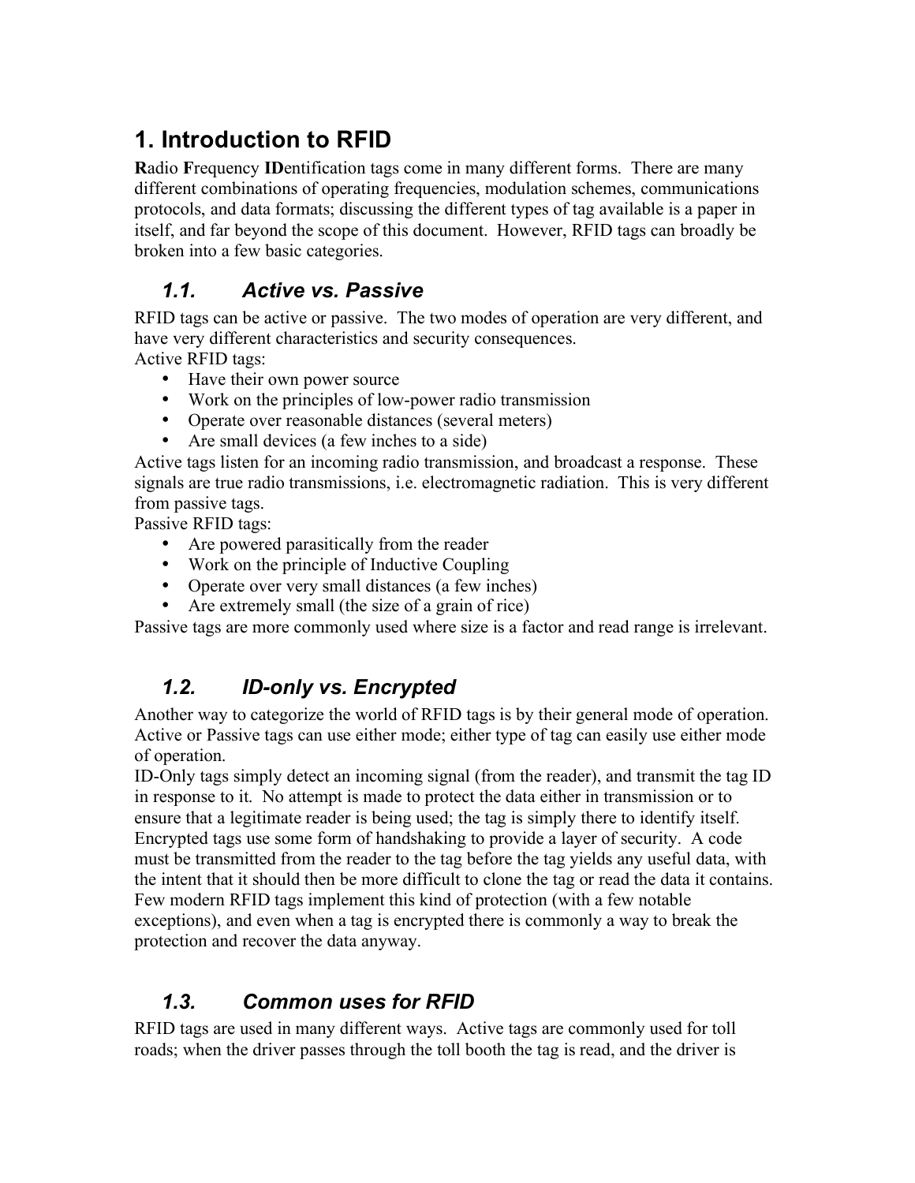# 1. Introduction to RFID

**R**adio **F**requency **ID**entification tags come in many different forms. There are many different combinations of operating frequencies, modulation schemes, communications protocols, and data formats; discussing the different types of tag available is a paper in itself, and far beyond the scope of this document. However, RFID tags can broadly be broken into a few basic categories.

## *1.1. Active vs. Passive*

RFID tags can be active or passive. The two modes of operation are very different, and have very different characteristics and security consequences.

Active RFID tags:

- Have their own power source
- Work on the principles of low-power radio transmission
- Operate over reasonable distances (several meters)
- Are small devices (a few inches to a side)

Active tags listen for an incoming radio transmission, and broadcast a response. These signals are true radio transmissions, i.e. electromagnetic radiation. This is very different from passive tags.

Passive RFID tags:

- Are powered parasitically from the reader
- Work on the principle of Inductive Coupling
- Operate over very small distances (a few inches)
- Are extremely small (the size of a grain of rice)

Passive tags are more commonly used where size is a factor and read range is irrelevant.

## *1.2. ID-only vs. Encrypted*

Another way to categorize the world of RFID tags is by their general mode of operation. Active or Passive tags can use either mode; either type of tag can easily use either mode of operation.

ID-Only tags simply detect an incoming signal (from the reader), and transmit the tag ID in response to it. No attempt is made to protect the data either in transmission or to ensure that a legitimate reader is being used; the tag is simply there to identify itself.

Encrypted tags use some form of handshaking to provide a layer of security. A code must be transmitted from the reader to the tag before the tag yields any useful data, with the intent that it should then be more difficult to clone the tag or read the data it contains. Few modern RFID tags implement this kind of protection (with a few notable exceptions), and even when a tag is encrypted there is commonly a way to break the protection and recover the data anyway.

## *1.3. Common uses for RFID*

RFID tags are used in many different ways. Active tags are commonly used for toll roads; when the driver passes through the toll booth the tag is read, and the driver is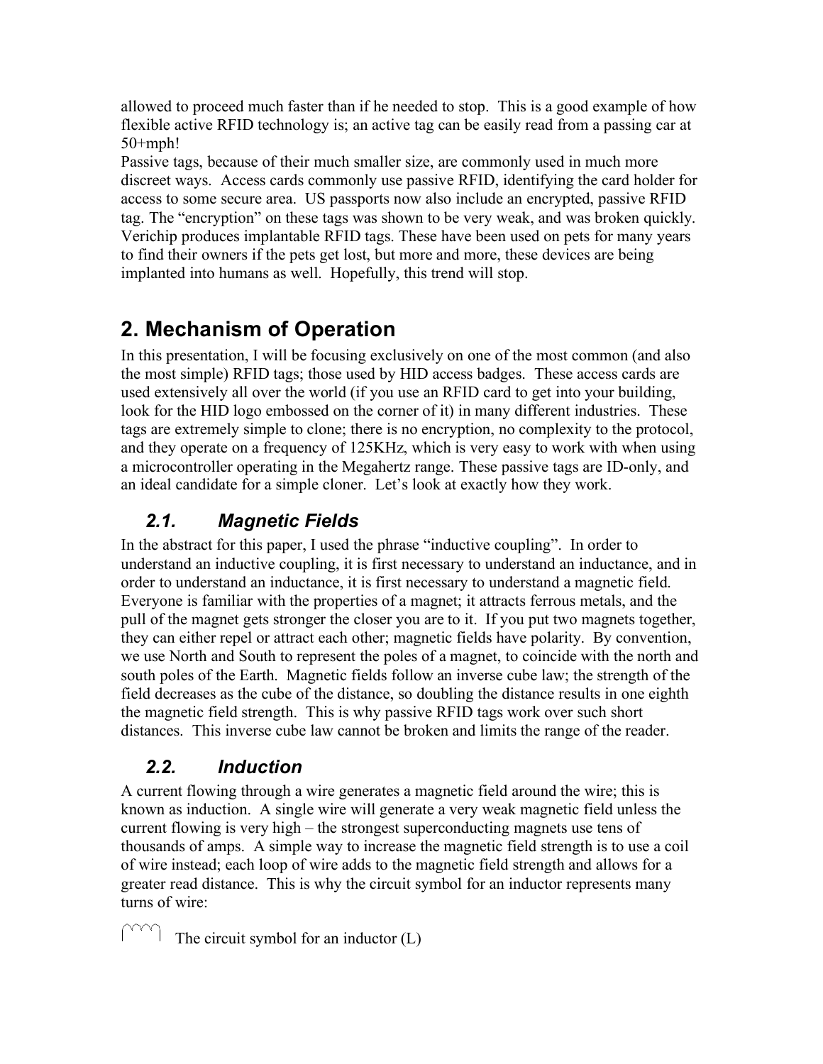allowed to proceed much faster than if he needed to stop. This is a good example of how flexible active RFID technology is; an active tag can be easily read from a passing car at 50+mph!

Passive tags, because of their much smaller size, are commonly used in much more discreet ways. Access cards commonly use passive RFID, identifying the card holder for access to some secure area. US passports now also include an encrypted, passive RFID tag. The "encryption" on these tags was shown to be very weak, and was broken quickly. Verichip produces implantable RFID tags. These have been used on pets for many years to find their owners if the pets get lost, but more and more, these devices are being implanted into humans as well. Hopefully, this trend will stop.

## 2. Mechanism of Operation

In this presentation, I will be focusing exclusively on one of the most common (and also the most simple) RFID tags; those used by HID access badges. These access cards are used extensively all over the world (if you use an RFID card to get into your building, look for the HID logo embossed on the corner of it) in many different industries. These tags are extremely simple to clone; there is no encryption, no complexity to the protocol, and they operate on a frequency of 125KHz, which is very easy to work with when using a microcontroller operating in the Megahertz range. These passive tags are ID-only, and an ideal candidate for a simple cloner. Let's look at exactly how they work.

### *2.1. Magnetic Fields*

In the abstract for this paper, I used the phrase "inductive coupling". In order to understand an inductive coupling, it is first necessary to understand an inductance, and in order to understand an inductance, it is first necessary to understand a magnetic field. Everyone is familiar with the properties of a magnet; it attracts ferrous metals, and the pull of the magnet gets stronger the closer you are to it. If you put two magnets together, they can either repel or attract each other; magnetic fields have polarity. By convention, we use North and South to represent the poles of a magnet, to coincide with the north and south poles of the Earth. Magnetic fields follow an inverse cube law; the strength of the field decreases as the cube of the distance, so doubling the distance results in one eighth the magnetic field strength. This is why passive RFID tags work over such short distances. This inverse cube law cannot be broken and limits the range of the reader.

### *2.2. Induction*

A current flowing through a wire generates a magnetic field around the wire; this is known as induction. A single wire will generate a very weak magnetic field unless the current flowing is very high – the strongest superconducting magnets use tens of thousands of amps. A simple way to increase the magnetic field strength is to use a coil of wire instead; each loop of wire adds to the magnetic field strength and allows for a greater read distance. This is why the circuit symbol for an inductor represents many turns of wire:

The circuit symbol for an inductor (L)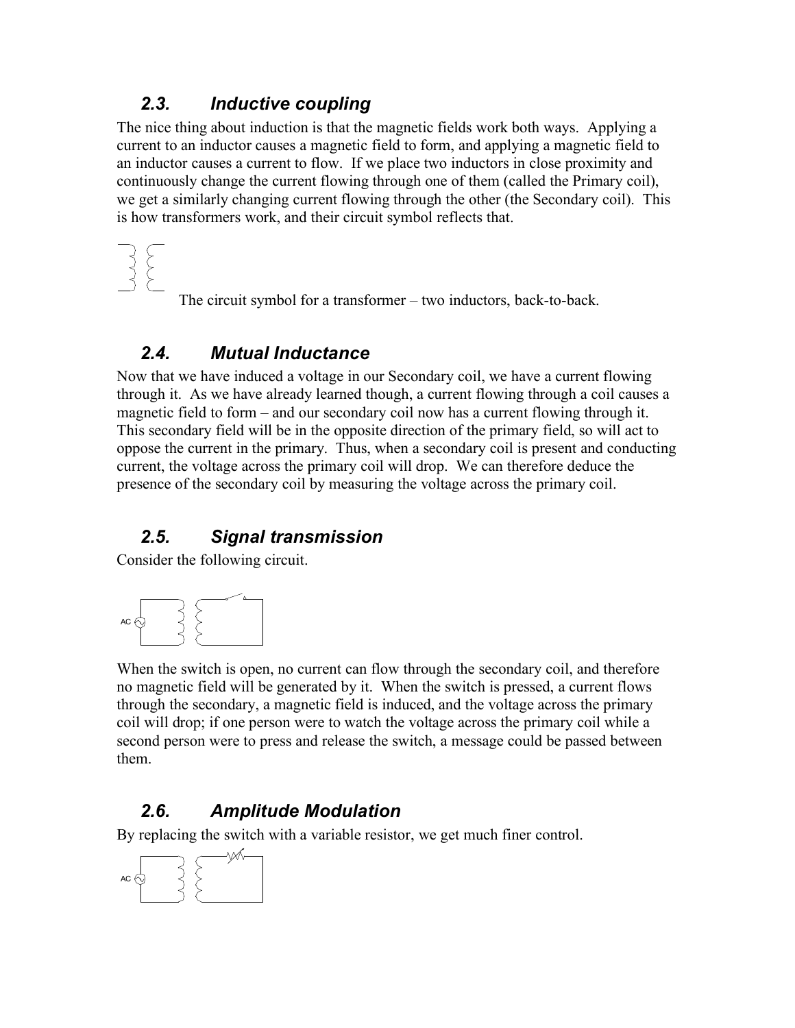### 2.3. Inductive coupling

The nice thing about induction is that the magnetic fields work both ways. Applying a current to an inductor causes a magnetic field to form, and applying a magnetic field to an inductor causes a current to flow. If we place two inductors in close proximity and continuously change the current flowing through one of them (called the Primary coil), we get a similarly changing current flowing through the other (the Secondary coil). This is how transformers work, and their circuit symbol reflects that.

The circuit symbol for a transformer – two inductors, back-to-back.

### 2.4. Mutual Inductance

Now that we have induced a voltage in our Secondary coil, we have a current flowing through it. As we have already learned though, a current flowing through a coil causes a magnetic field to form – and our secondary coil now has a current flowing through it. This secondary field will be in the opposite direction of the primary field, so will act to oppose the current in the primary. Thus, when a secondary coil is present and conducting current, the voltage across the primary coil will drop. We can therefore deduce the presence of the secondary coil by measuring the voltage across the primary coil.

### 2.5. Signal transmission

Consider the following circuit.

When the switch is open, no current can flow through the secondary coil, and therefore no magnetic field will be generated by it. When the switch is pressed, a current flows through the secondary, a magnetic field is induced, and the voltage across the primary coil will drop; if one person were to watch the voltage across the primary coil while a second person were to press and release the switch, a message could be passed between them.

### 2.6. Amplitude Modulation

By replacing the switch with a variable resistor, we get much finer control.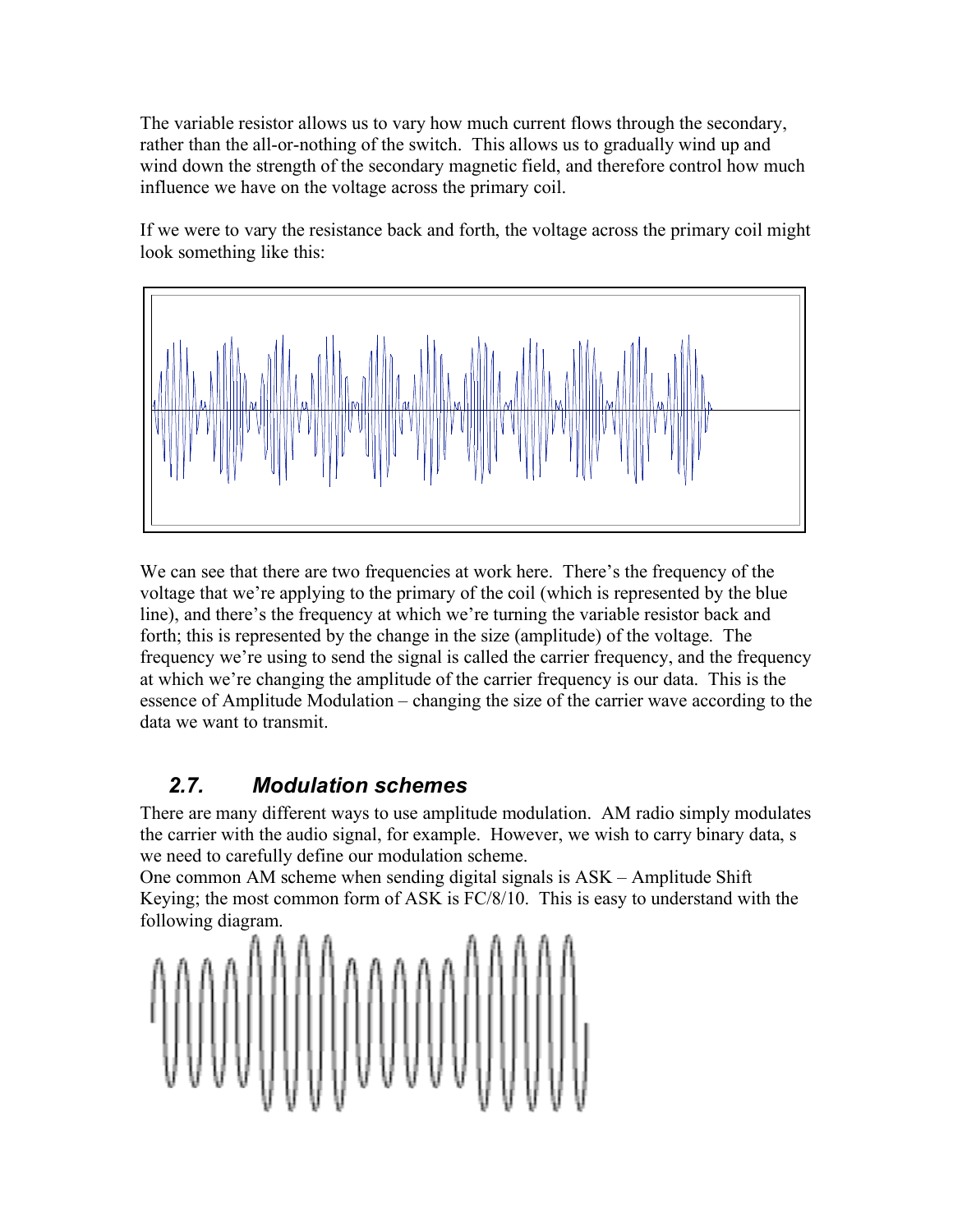The variable resistor allows us to vary how much current flows through the secondary, rather than the all-or-nothing of the switch. This allows us to gradually wind up and wind down the strength of the secondary magnetic field, and therefore control how much influence we have on the voltage across the primary coil.

If we were to vary the resistance back and forth, the voltage across the primary coil might look something like this:

We can see that there are two frequencies at work here. There's the frequency of the voltage that we're applying to the primary of the coil (which is represented by the blue line), and there's the frequency at which we're turning the variable resistor back and forth; this is represented by the change in the size (amplitude) of the voltage. The frequency we're using to send the signal is called the carrier frequency, and the frequency at which we're changing the amplitude of the carrier frequency is our data. This is the essence of Amplitude Modulation – changing the size of the carrier wave according to the data we want to transmit.

## *2.7. Modulation schemes*

There are many different ways to use amplitude modulation. AM radio simply modulates the carrier with the audio signal, for example. However, we wish to carry binary data, s we need to carefully define our modulation scheme.

One common AM scheme when sending digital signals is ASK – Amplitude Shift Keying; the most common form of ASK is FC/8/10. This is easy to understand with the following diagram.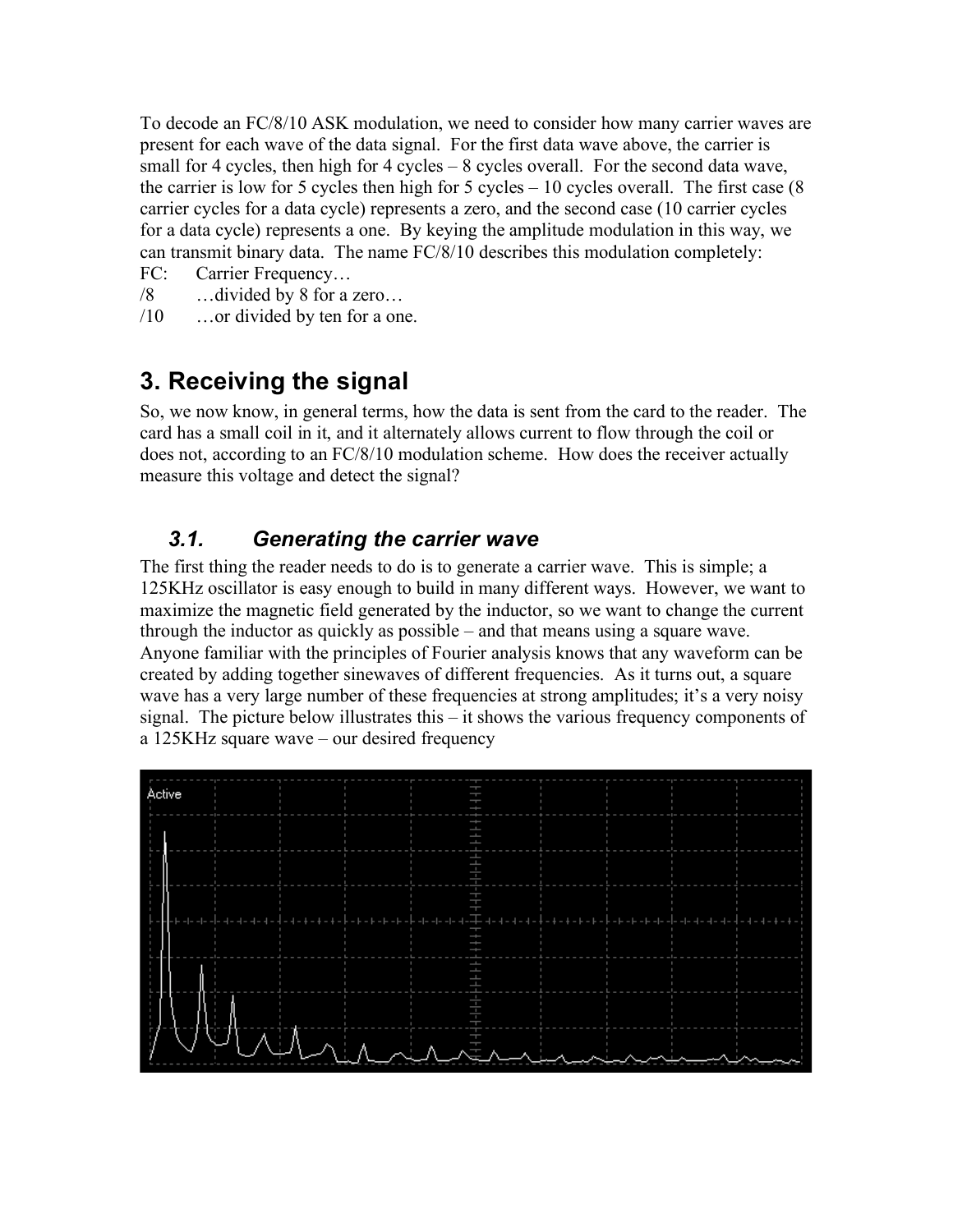To decode an FC/8/10 ASK modulation, we need to consider how many carrier waves are present for each wave of the data signal. For the first data wave above, the carrier is small for 4 cycles, then high for 4 cycles – 8 cycles overall. For the second data wave, the carrier is low for 5 cycles then high for 5 cycles – 10 cycles overall. The first case (8 carrier cycles for a data cycle) represents a zero, and the second case (10 carrier cycles for a data cycle) represents a one. By keying the amplitude modulation in this way, we can transmit binary data. The name FC/8/10 describes this modulation completely:

FC: Carrier Frequency…
/8 …divided by 8 for a zero…
/10 …or divided by ten for a one.

# 3. Receiving the signal

So, we now know, in general terms, how the data is sent from the card to the reader. The card has a small coil in it, and it alternately allows current to flow through the coil or does not, according to an FC/8/10 modulation scheme. How does the receiver actually measure this voltage and detect the signal?

## *3.1. Generating the carrier wave*

The first thing the reader needs to do is to generate a carrier wave. This is simple; a 125KHz oscillator is easy enough to build in many different ways. However, we want to maximize the magnetic field generated by the inductor, so we want to change the current through the inductor as quickly as possible – and that means using a square wave. Anyone familiar with the principles of Fourier analysis knows that any waveform can be created by adding together sinewaves of different frequencies. As it turns out, a square wave has a very large number of these frequencies at strong amplitudes; it's a very noisy signal. The picture below illustrates this – it shows the various frequency components of a 125KHz square wave – our desired frequency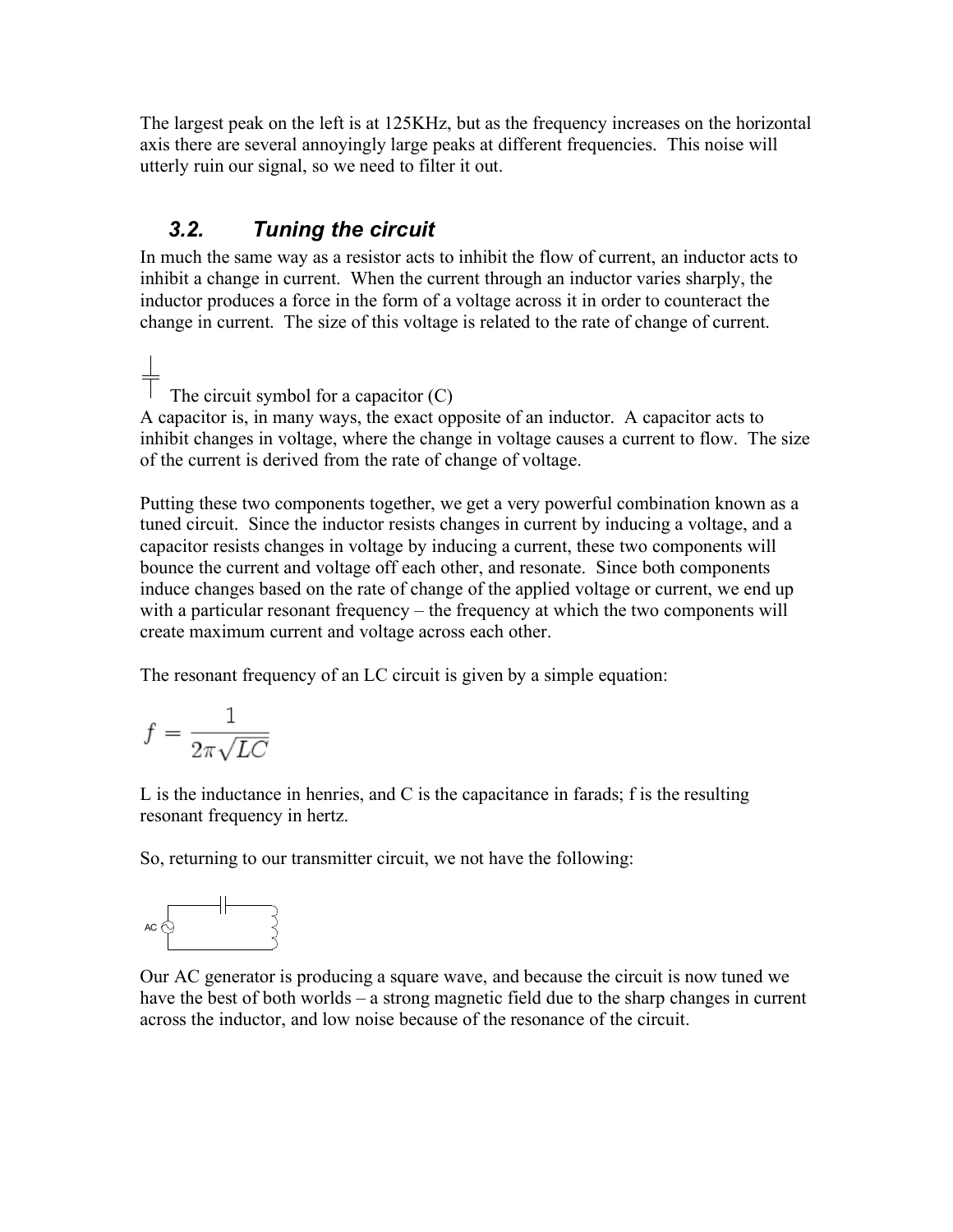The largest peak on the left is at 125KHz, but as the frequency increases on the horizontal axis there are several annoyingly large peaks at different frequencies. This noise will utterly ruin our signal, so we need to filter it out.

## 3.2. Tuning the circuit

In much the same way as a resistor acts to inhibit the flow of current, an inductor acts to inhibit a change in current. When the current through an inductor varies sharply, the inductor produces a force in the form of a voltage across it in order to counteract the change in current. The size of this voltage is related to the rate of change of current.

The circuit symbol for a capacitor (C)

A capacitor is, in many ways, the exact opposite of an inductor. A capacitor acts to inhibit changes in voltage, where the change in voltage causes a current to flow. The size of the current is derived from the rate of change of voltage.

Putting these two components together, we get a very powerful combination known as a tuned circuit. Since the inductor resists changes in current by inducing a voltage, and a capacitor resists changes in voltage by inducing a current, these two components will bounce the current and voltage off each other, and resonate. Since both components induce changes based on the rate of change of the applied voltage or current, we end up with a particular resonant frequency – the frequency at which the two components will create maximum current and voltage across each other.

The resonant frequency of an LC circuit is given by a simple equation:

$$f = \frac{1}{2\pi\sqrt{LC}}$$

L is the inductance in henries, and C is the capacitance in farads; f is the resulting resonant frequency in hertz.

So, returning to our transmitter circuit, we not have the following:

AC

Our AC generator is producing a square wave, and because the circuit is now tuned we have the best of both worlds – a strong magnetic field due to the sharp changes in current across the inductor, and low noise because of the resonance of the circuit.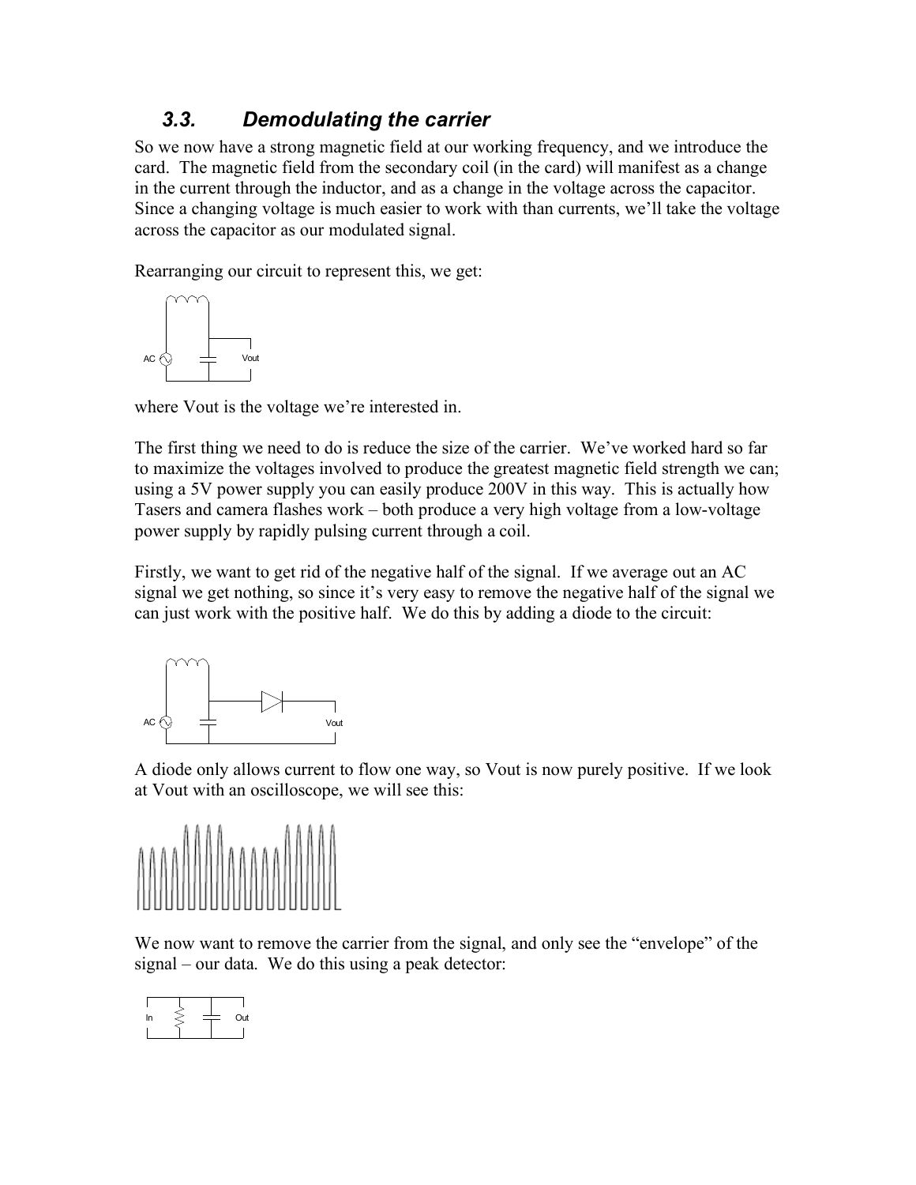### 3.3. Demodulating the carrier

So we now have a strong magnetic field at our working frequency, and we introduce the card. The magnetic field from the secondary coil (in the card) will manifest as a change in the current through the inductor, and as a change in the voltage across the capacitor. Since a changing voltage is much easier to work with than currents, we'll take the voltage across the capacitor as our modulated signal.

Rearranging our circuit to represent this, we get:

where Vout is the voltage we're interested in.

The first thing we need to do is reduce the size of the carrier. We've worked hard so far to maximize the voltages involved to produce the greatest magnetic field strength we can; using a 5V power supply you can easily produce 200V in this way. This is actually how Tasers and camera flashes work – both produce a very high voltage from a low-voltage power supply by rapidly pulsing current through a coil.

Firstly, we want to get rid of the negative half of the signal. If we average out an AC signal we get nothing, so since it's very easy to remove the negative half of the signal we can just work with the positive half. We do this by adding a diode to the circuit:

A diode only allows current to flow one way, so Vout is now purely positive. If we look at Vout with an oscilloscope, we will see this:

We now want to remove the carrier from the signal, and only see the "envelope" of the signal – our data. We do this using a peak detector: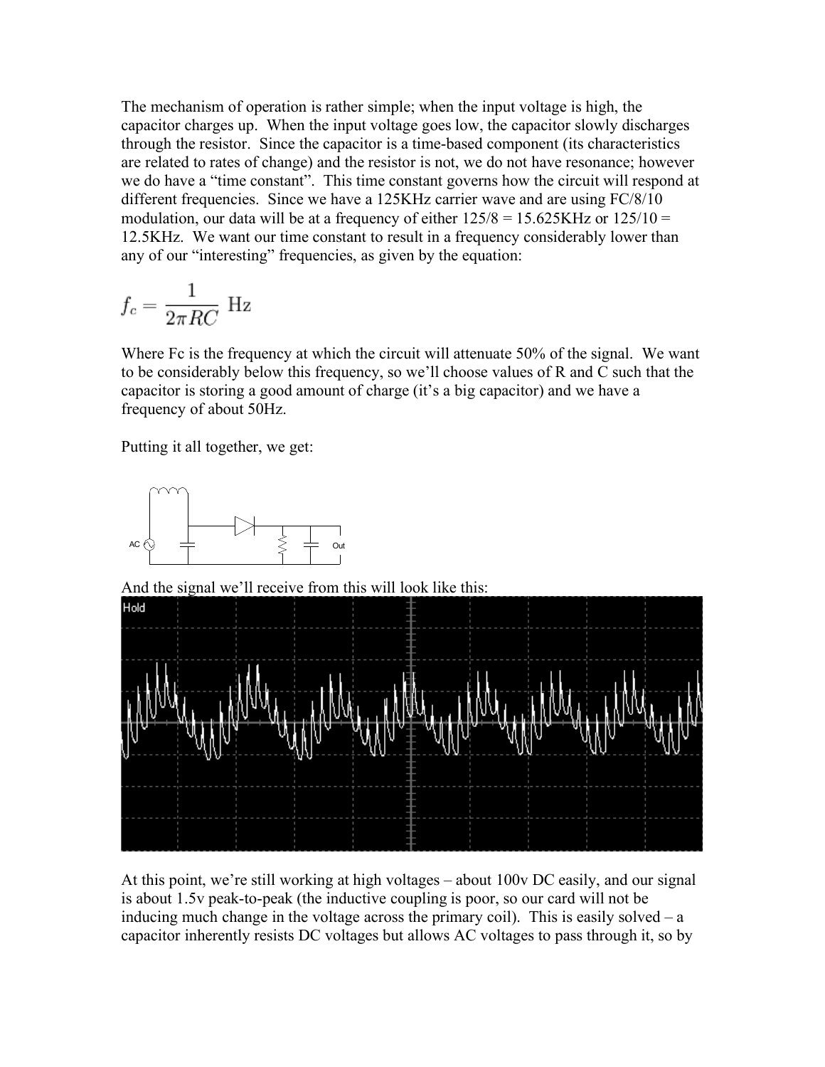The mechanism of operation is rather simple; when the input voltage is high, the capacitor charges up. When the input voltage goes low, the capacitor slowly discharges through the resistor. Since the capacitor is a time-based component (its characteristics are related to rates of change) and the resistor is not, we do not have resonance; however we do have a "time constant". This time constant governs how the circuit will respond at different frequencies. Since we have a 125KHz carrier wave and are using FC/8/10 modulation, our data will be at a frequency of either 125/8 = 15.625KHz or 125/10 = 12.5KHz. We want our time constant to result in a frequency considerably lower than any of our "interesting" frequencies, as given by the equation:

$$f_c = \frac{1}{2\pi RC} \text{ Hz}$$

Where Fc is the frequency at which the circuit will attenuate 50% of the signal. We want to be considerably below this frequency, so we'll choose values of R and C such that the capacitor is storing a good amount of charge (it's a big capacitor) and we have a frequency of about 50Hz.

Putting it all together, we get:

And the signal we'll receive from this will look like this:

At this point, we're still working at high voltages – about 100v DC easily, and our signal is about 1.5v peak-to-peak (the inductive coupling is poor, so our card will not be inducing much change in the voltage across the primary coil). This is easily solved – a capacitor inherently resists DC voltages but allows AC voltages to pass through it, so by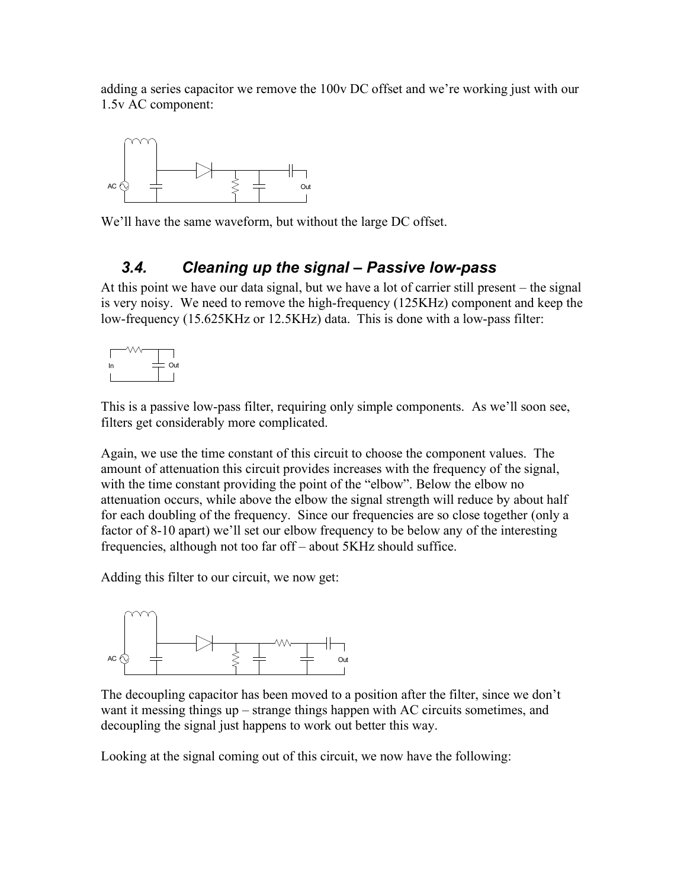adding a series capacitor we remove the 100v DC offset and we're working just with our 1.5v AC component:

We'll have the same waveform, but without the large DC offset.

### 3.4. Cleaning up the signal – Passive low-pass

At this point we have our data signal, but we have a lot of carrier still present – the signal is very noisy. We need to remove the high-frequency (125KHz) component and keep the low-frequency (15.625KHz or 12.5KHz) data. This is done with a low-pass filter:

This is a passive low-pass filter, requiring only simple components. As we'll soon see, filters get considerably more complicated.

Again, we use the time constant of this circuit to choose the component values. The amount of attenuation this circuit provides increases with the frequency of the signal, with the time constant providing the point of the "elbow". Below the elbow no attenuation occurs, while above the elbow the signal strength will reduce by about half for each doubling of the frequency. Since our frequencies are so close together (only a factor of 8-10 apart) we'll set our elbow frequency to be below any of the interesting frequencies, although not too far off – about 5KHz should suffice.

Adding this filter to our circuit, we now get:

The decoupling capacitor has been moved to a position after the filter, since we don't want it messing things up – strange things happen with AC circuits sometimes, and decoupling the signal just happens to work out better this way.

Looking at the signal coming out of this circuit, we now have the following: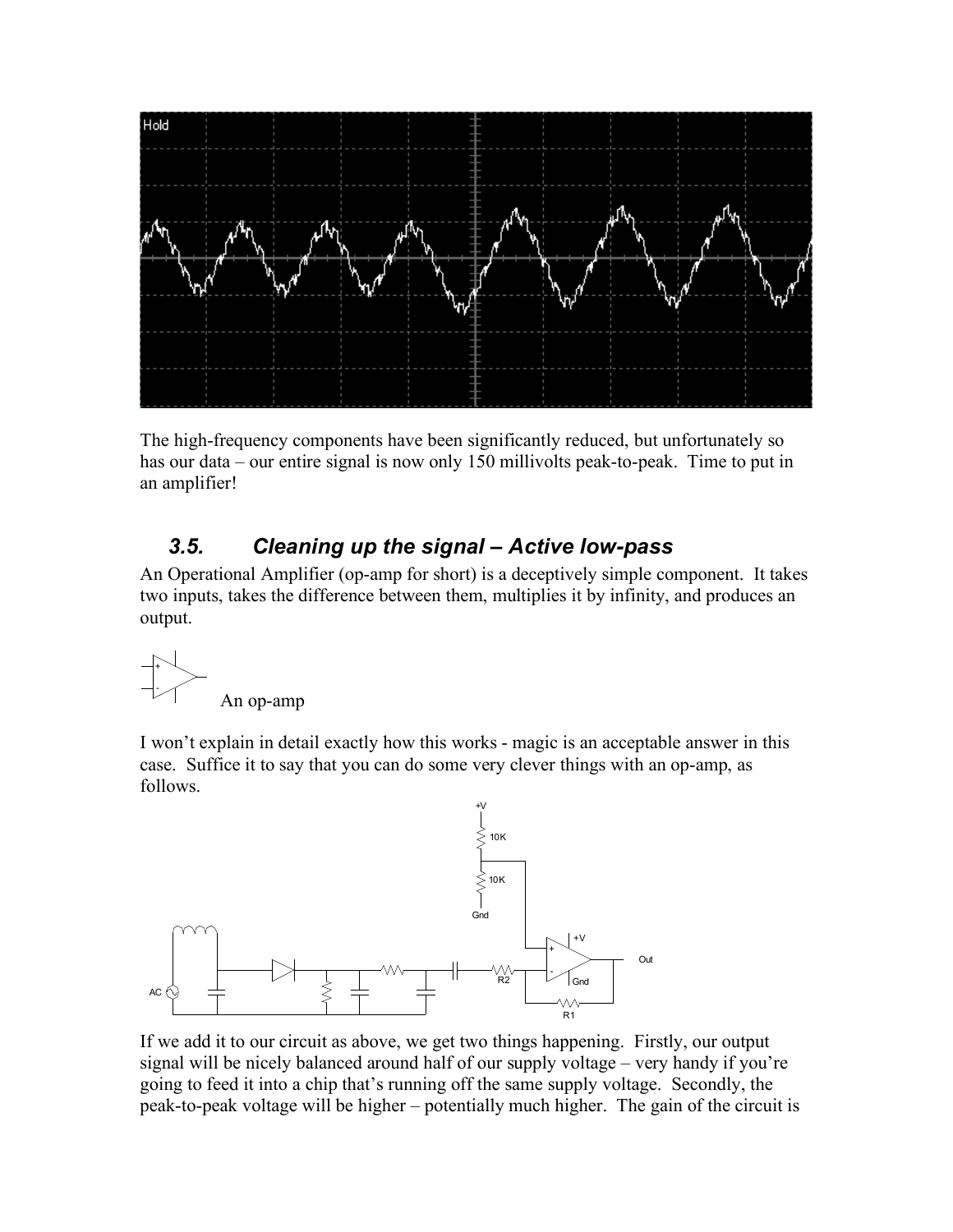The high-frequency components have been significantly reduced, but unfortunately so has our data – our entire signal is now only 150 millivolts peak-to-peak. Time to put in an amplifier!

### 3.5. *Cleaning up the signal – Active low-pass*

An Operational Amplifier (op-amp for short) is a deceptively simple component. It takes two inputs, takes the difference between them, multiplies it by infinity, and produces an output.

An op-amp

I won't explain in detail exactly how this works - magic is an acceptable answer in this case. Suffice it to say that you can do some very clever things with an op-amp, as follows.

If we add it to our circuit as above, we get two things happening. Firstly, our output signal will be nicely balanced around half of our supply voltage – very handy if you're going to feed it into a chip that's running off the same supply voltage. Secondly, the peak-to-peak voltage will be higher – potentially much higher. The gain of the circuit is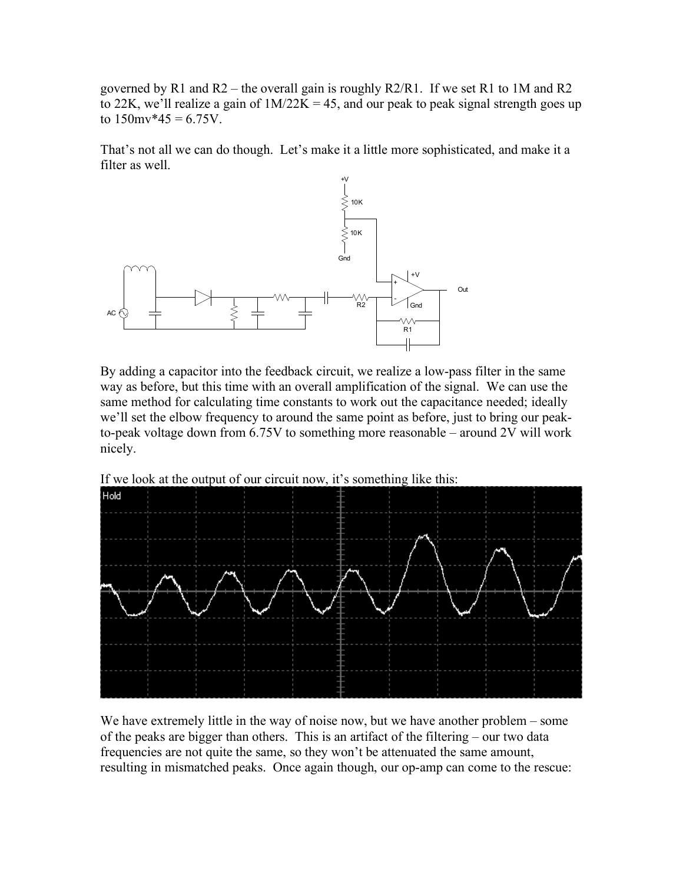governed by R1 and R2 – the overall gain is roughly R2/R1. If we set R1 to 1M and R2 to 22K, we'll realize a gain of 1M/22K = 45, and our peak to peak signal strength goes up to 150mv*45 = 6.75V.

That's not all we can do though. Let's make it a little more sophisticated, and make it a filter as well.

By adding a capacitor into the feedback circuit, we realize a low-pass filter in the same way as before, but this time with an overall amplification of the signal. We can use the same method for calculating time constants to work out the capacitance needed; ideally we'll set the elbow frequency to around the same point as before, just to bring our peak-to-peak voltage down from 6.75V to something more reasonable – around 2V will work nicely.

If we look at the output of our circuit now, it's something like this:

We have extremely little in the way of noise now, but we have another problem – some of the peaks are bigger than others. This is an artifact of the filtering – our two data frequencies are not quite the same, so they won't be attenuated the same amount, resulting in mismatched peaks. Once again though, our op-amp can come to the rescue: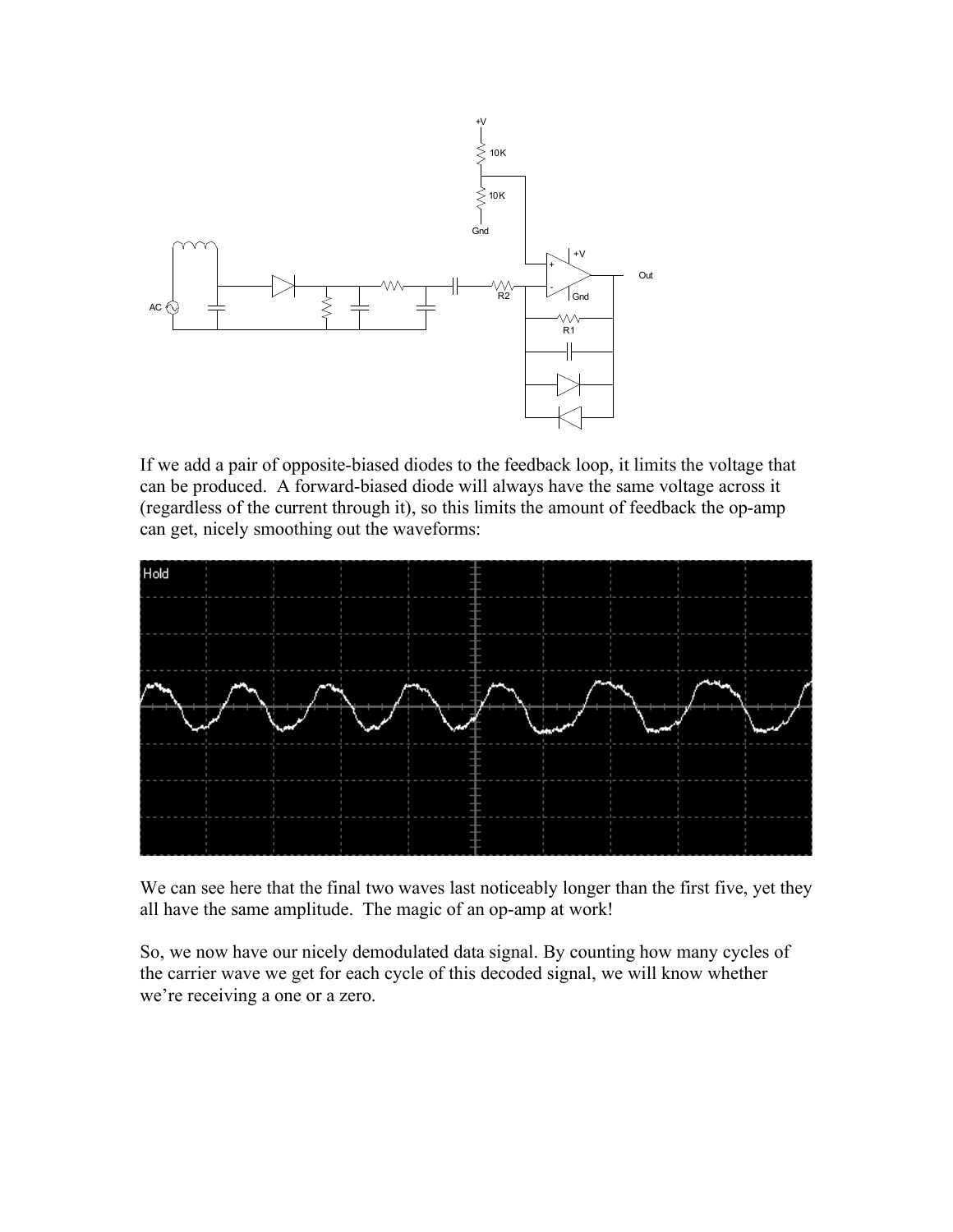If we add a pair of opposite-biased diodes to the feedback loop, it limits the voltage that can be produced. A forward-biased diode will always have the same voltage across it (regardless of the current through it), so this limits the amount of feedback the op-amp can get, nicely smoothing out the waveforms:

We can see here that the final two waves last noticeably longer than the first five, yet they all have the same amplitude. The magic of an op-amp at work!

So, we now have our nicely demodulated data signal. By counting how many cycles of the carrier wave we get for each cycle of this decoded signal, we will know whether we're receiving a one or a zero.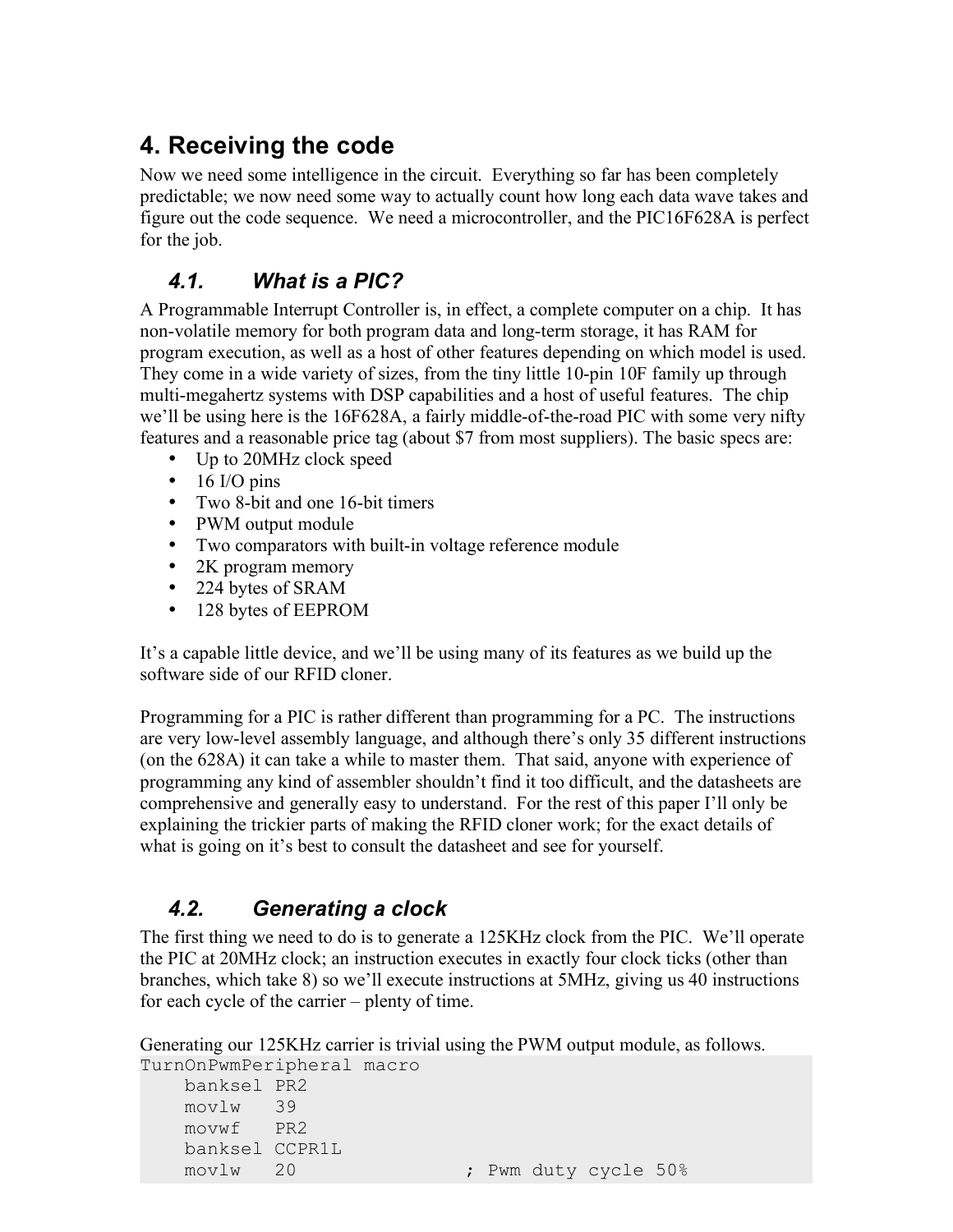## 4. Receiving the code

Now we need some intelligence in the circuit. Everything so far has been completely predictable; we now need some way to actually count how long each data wave takes and figure out the code sequence. We need a microcontroller, and the PIC16F628A is perfect for the job.

### *4.1. What is a PIC?*

A Programmable Interrupt Controller is, in effect, a complete computer on a chip. It has non-volatile memory for both program data and long-term storage, it has RAM for program execution, as well as a host of other features depending on which model is used. They come in a wide variety of sizes, from the tiny little 10-pin 10F family up through multi-megahertz systems with DSP capabilities and a host of useful features. The chip we'll be using here is the 16F628A, a fairly middle-of-the-road PIC with some very nifty features and a reasonable price tag (about $7 from most suppliers). The basic specs are:

- Up to 20MHz clock speed
- 16 I/O pins
- Two 8-bit and one 16-bit timers
- PWM output module
- Two comparators with built-in voltage reference module
- 2K program memory
- 224 bytes of SRAM
- 128 bytes of EEPROM

It's a capable little device, and we'll be using many of its features as we build up the software side of our RFID cloner.

Programming for a PIC is rather different than programming for a PC. The instructions are very low-level assembly language, and although there's only 35 different instructions (on the 628A) it can take a while to master them. That said, anyone with experience of programming any kind of assembler shouldn't find it too difficult, and the datasheets are comprehensive and generally easy to understand. For the rest of this paper I'll only be explaining the trickier parts of making the RFID cloner work; for the exact details of what is going on it's best to consult the datasheet and see for yourself.

### *4.2. Generating a clock*

The first thing we need to do is to generate a 125KHz clock from the PIC. We'll operate the PIC at 20MHz clock; an instruction executes in exactly four clock ticks (other than branches, which take 8) so we'll execute instructions at 5MHz, giving us 40 instructions for each cycle of the carrier – plenty of time.

Generating our 125KHz carrier is trivial using the PWM output module, as follows.

```
TurnOnPwmPeripheral macro
    banksel PR2
    movlw   39
    movwf   PR2
    banksel CCPR1L
    movlw   20              ; Pwm duty cycle 50%
```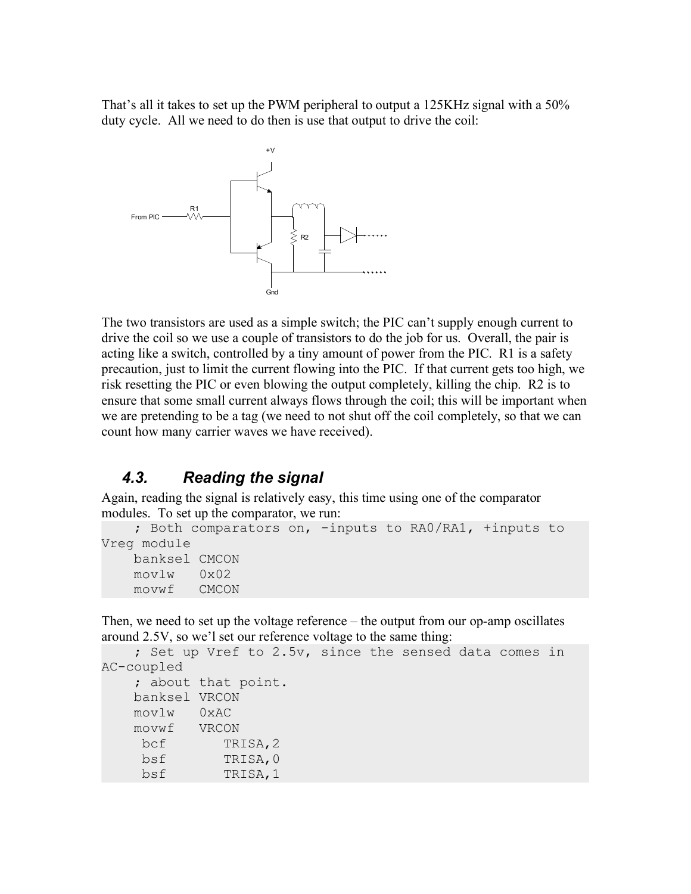That's all it takes to set up the PWM peripheral to output a 125KHz signal with a 50% duty cycle. All we need to do then is use that output to drive the coil:

The two transistors are used as a simple switch; the PIC can't supply enough current to drive the coil so we use a couple of transistors to do the job for us. Overall, the pair is acting like a switch, controlled by a tiny amount of power from the PIC. R1 is a safety precaution, just to limit the current flowing into the PIC. If that current gets too high, we risk resetting the PIC or even blowing the output completely, killing the chip. R2 is to ensure that some small current always flows through the coil; this will be important when we are pretending to be a tag (we need to not shut off the coil completely, so that we can count how many carrier waves we have received).

### *4.3. Reading the signal*

Again, reading the signal is relatively easy, this time using one of the comparator modules. To set up the comparator, we run:

```
    ; Both comparators on, -inputs to RA0/RA1, +inputs to
Vreg module
    banksel CMCON
    movlw   0x02
    movwf   CMCON
```

Then, we need to set up the voltage reference – the output from our op-amp oscillates around 2.5V, so we'l set our reference voltage to the same thing:

```
    ; Set up Vref to 2.5v, since the sensed data comes in
AC-coupled
    ; about that point.
    banksel VRCON
    movlw   0xAC
    movwf   VRCON
     bcf       TRISA,2
     bsf       TRISA,0
     bsf       TRISA,1
```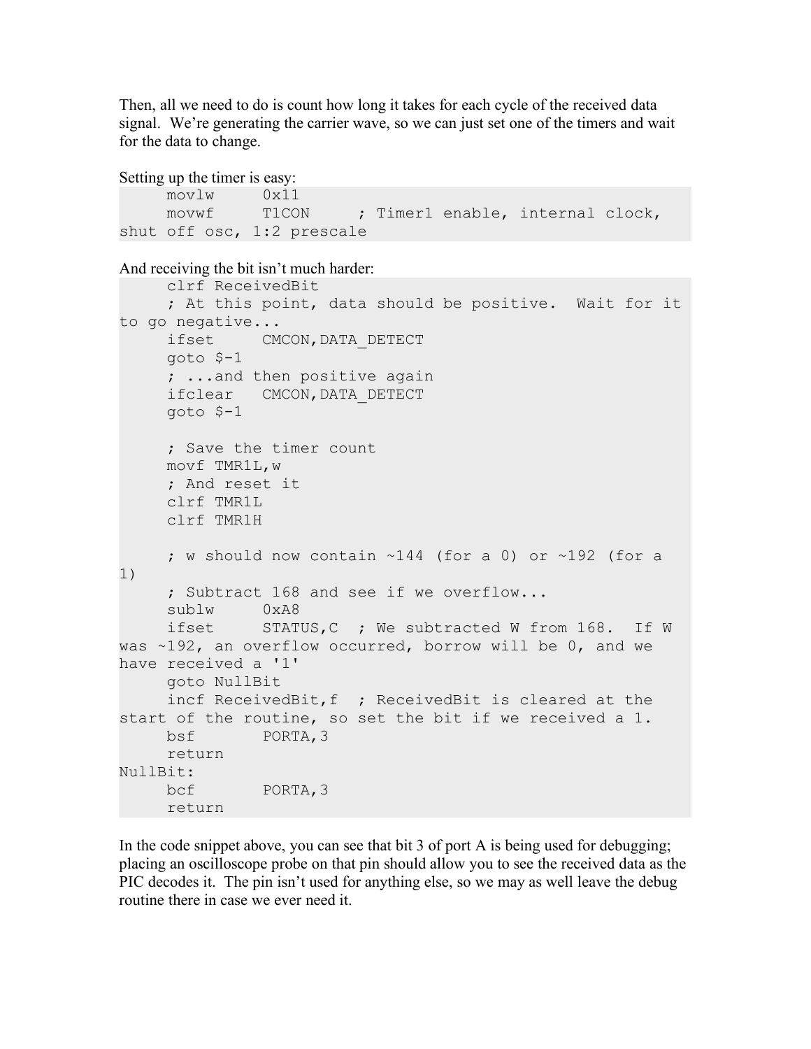Then, all we need to do is count how long it takes for each cycle of the received data signal. We're generating the carrier wave, so we can just set one of the timers and wait for the data to change.

Setting up the timer is easy:

```
     movlw     0x11
     movwf     T1CON     ; Timer1 enable, internal clock,
shut off osc, 1:2 prescale
```

And receiving the bit isn't much harder:

```
     clrf ReceivedBit
     ; At this point, data should be positive.  Wait for it
to go negative...
     ifset     CMCON,DATA_DETECT
     goto $-1
     ; ...and then positive again
     ifclear   CMCON,DATA_DETECT
     goto $-1

     ; Save the timer count
     movf TMR1L,w
     ; And reset it
     clrf TMR1L
     clrf TMR1H

     ; w should now contain ~144 (for a 0) or ~192 (for a
1)
     ; Subtract 168 and see if we overflow...
     sublw     0xA8
     ifset     STATUS,C  ; We subtracted W from 168.  If W
was ~192, an overflow occurred, borrow will be 0, and we
have received a '1'
     goto NullBit
     incf ReceivedBit,f  ; ReceivedBit is cleared at the
start of the routine, so set the bit if we received a 1.
     bsf       PORTA,3
     return
NullBit:
     bcf       PORTA,3
     return
```

In the code snippet above, you can see that bit 3 of port A is being used for debugging; placing an oscilloscope probe on that pin should allow you to see the received data as the PIC decodes it. The pin isn't used for anything else, so we may as well leave the debug routine there in case we ever need it.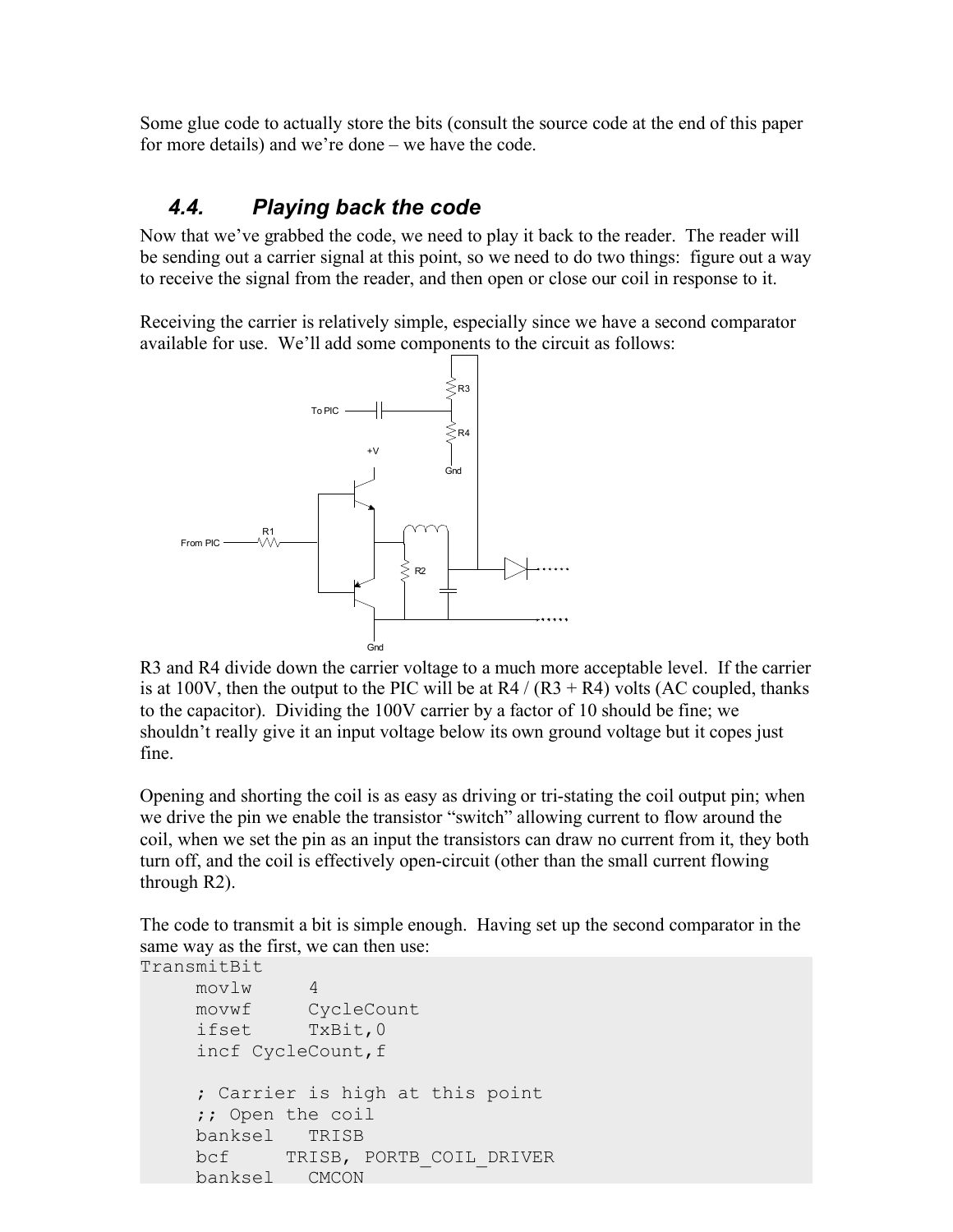Some glue code to actually store the bits (consult the source code at the end of this paper for more details) and we're done – we have the code.

## 4.4. Playing back the code

Now that we've grabbed the code, we need to play it back to the reader. The reader will be sending out a carrier signal at this point, so we need to do two things: figure out a way to receive the signal from the reader, and then open or close our coil in response to it.

Receiving the carrier is relatively simple, especially since we have a second comparator available for use. We'll add some components to the circuit as follows:

R3 and R4 divide down the carrier voltage to a much more acceptable level. If the carrier is at 100V, then the output to the PIC will be at R4 / (R3 + R4) volts (AC coupled, thanks to the capacitor). Dividing the 100V carrier by a factor of 10 should be fine; we shouldn't really give it an input voltage below its own ground voltage but it copes just fine.

Opening and shorting the coil is as easy as driving or tri-stating the coil output pin; when we drive the pin we enable the transistor "switch" allowing current to flow around the coil, when we set the pin as an input the transistors can draw no current from it, they both turn off, and the coil is effectively open-circuit (other than the small current flowing through R2).

The code to transmit a bit is simple enough. Having set up the second comparator in the same way as the first, we can then use:

```
TransmitBit
     movlw     4
     movwf     CycleCount
     ifset     TxBit,0
     incf CycleCount,f

     ; Carrier is high at this point
     ;; Open the coil
     banksel   TRISB
     bcf     TRISB, PORTB_COIL_DRIVER
     banksel   CMCON
```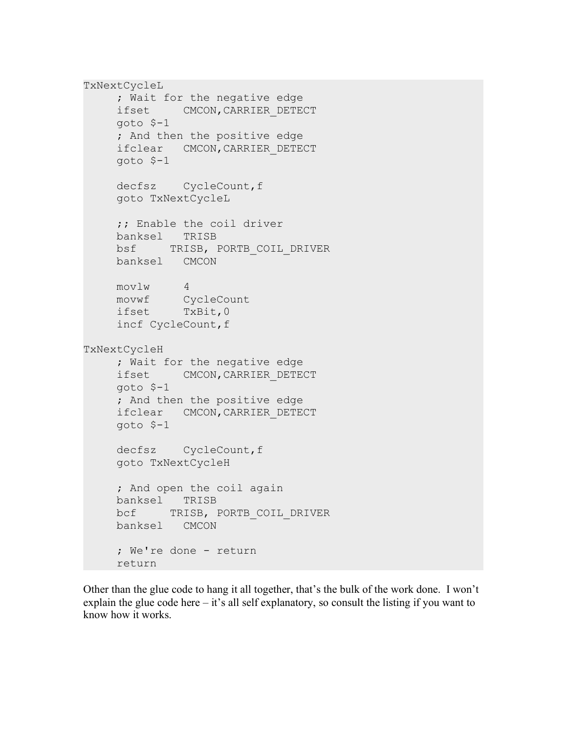```
TxNextCycleL
     ; Wait for the negative edge
     ifset     CMCON,CARRIER_DETECT
     goto $-1
     ; And then the positive edge
     ifclear   CMCON,CARRIER_DETECT
     goto $-1

     decfsz    CycleCount,f
     goto TxNextCycleL

     ;; Enable the coil driver
     banksel   TRISB
     bsf     TRISB, PORTB_COIL_DRIVER
     banksel   CMCON

     movlw     4
     movwf     CycleCount
     ifset     TxBit,0
     incf CycleCount,f

TxNextCycleH
     ; Wait for the negative edge
     ifset     CMCON,CARRIER_DETECT
     goto $-1
     ; And then the positive edge
     ifclear   CMCON,CARRIER_DETECT
     goto $-1

     decfsz    CycleCount,f
     goto TxNextCycleH

     ; And open the coil again
     banksel   TRISB
     bcf     TRISB, PORTB_COIL_DRIVER
     banksel   CMCON

     ; We're done - return
     return
```

Other than the glue code to hang it all together, that's the bulk of the work done. I won't explain the glue code here – it's all self explanatory, so consult the listing if you want to know how it works.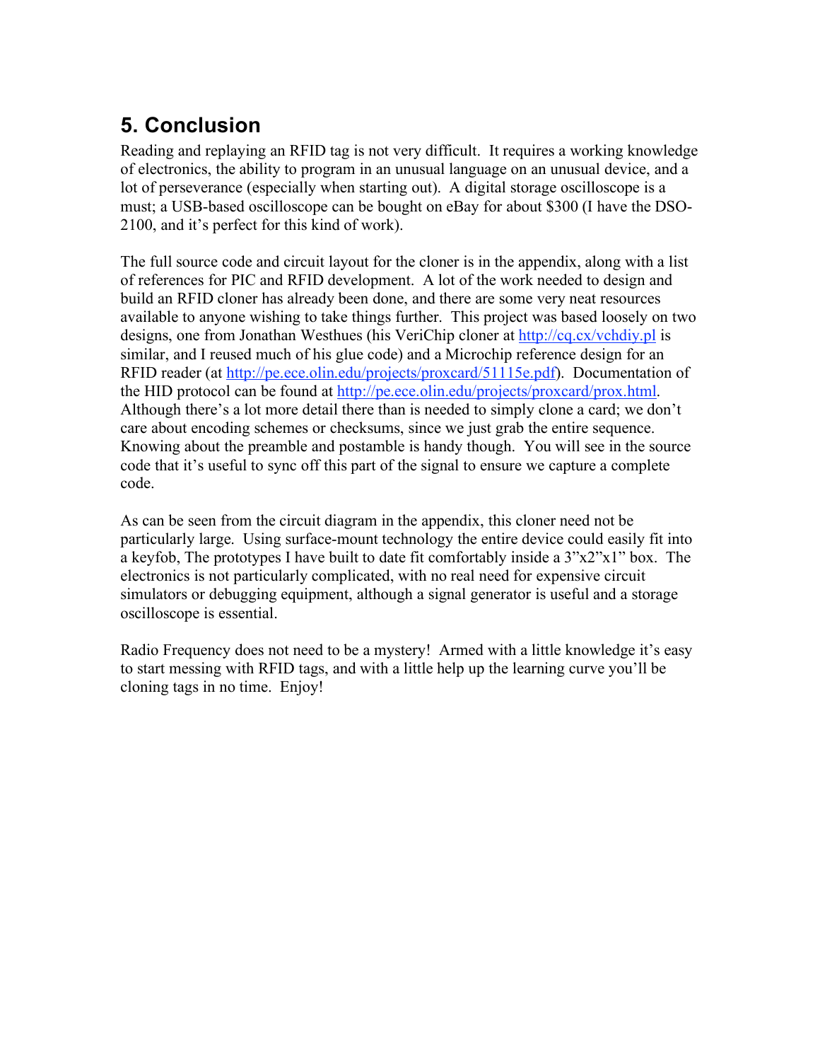## 5. Conclusion

Reading and replaying an RFID tag is not very difficult. It requires a working knowledge of electronics, the ability to program in an unusual language on an unusual device, and a lot of perseverance (especially when starting out). A digital storage oscilloscope is a must; a USB-based oscilloscope can be bought on eBay for about $300 (I have the DSO-2100, and it's perfect for this kind of work).

The full source code and circuit layout for the cloner is in the appendix, along with a list of references for PIC and RFID development. A lot of the work needed to design and build an RFID cloner has already been done, and there are some very neat resources available to anyone wishing to take things further. This project was based loosely on two designs, one from Jonathan Westhues (his VeriChip cloner at [http://cq.cx/vchdiy.pl](http://cq.cx/vchdiy.pl) is similar, and I reused much of his glue code) and a Microchip reference design for an RFID reader (at [http://pe.ece.olin.edu/projects/proxcard/51115e.pdf](http://pe.ece.olin.edu/projects/proxcard/51115e.pdf)). Documentation of the HID protocol can be found at [http://pe.ece.olin.edu/projects/proxcard/prox.html](http://pe.ece.olin.edu/projects/proxcard/prox.html). Although there's a lot more detail there than is needed to simply clone a card; we don't care about encoding schemes or checksums, since we just grab the entire sequence. Knowing about the preamble and postamble is handy though. You will see in the source code that it's useful to sync off this part of the signal to ensure we capture a complete code.

As can be seen from the circuit diagram in the appendix, this cloner need not be particularly large. Using surface-mount technology the entire device could easily fit into a keyfob, The prototypes I have built to date fit comfortably inside a 3"x2"x1" box. The electronics is not particularly complicated, with no real need for expensive circuit simulators or debugging equipment, although a signal generator is useful and a storage oscilloscope is essential.

Radio Frequency does not need to be a mystery! Armed with a little knowledge it's easy to start messing with RFID tags, and with a little help up the learning curve you'll be cloning tags in no time. Enjoy!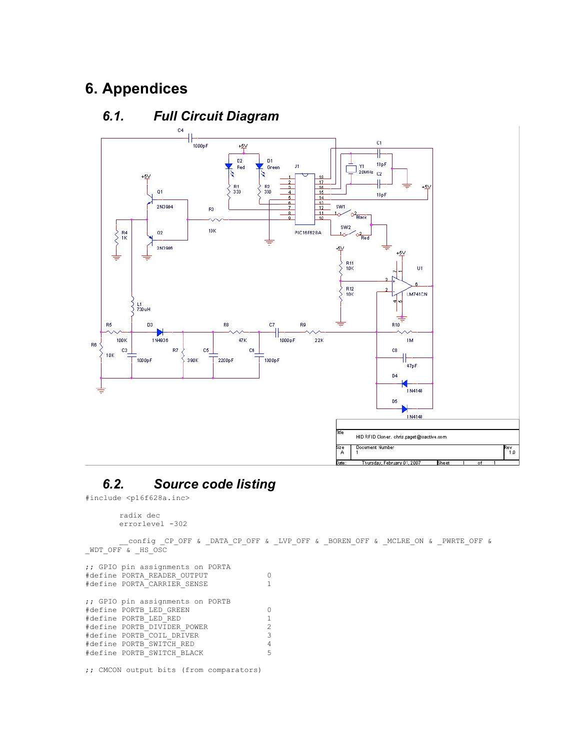# 6. Appendices

## 6.1. Full Circuit Diagram

## 6.2. Source code listing

```
#include <p16f628a.inc>

        radix dec
        errorlevel -302

        __config _CP_OFF & _DATA_CP_OFF & _LVP_OFF & _BOREN_OFF & _MCLRE_ON & _PWRTE_OFF &
_WDT_OFF & _HS_OSC

;; GPIO pin assignments on PORTA
#define PORTA_READER_OUTPUT             0
#define PORTA_CARRIER_SENSE             1

;; GPIO pin assignments on PORTB
#define PORTB_LED_GREEN                 0
#define PORTB_LED_RED                   1
#define PORTB_DIVIDER_POWER             2
#define PORTB_COIL_DRIVER               3
#define PORTB_SWITCH_RED                4
#define PORTB_SWITCH_BLACK              5

;; CMCON output bits (from comparators)
```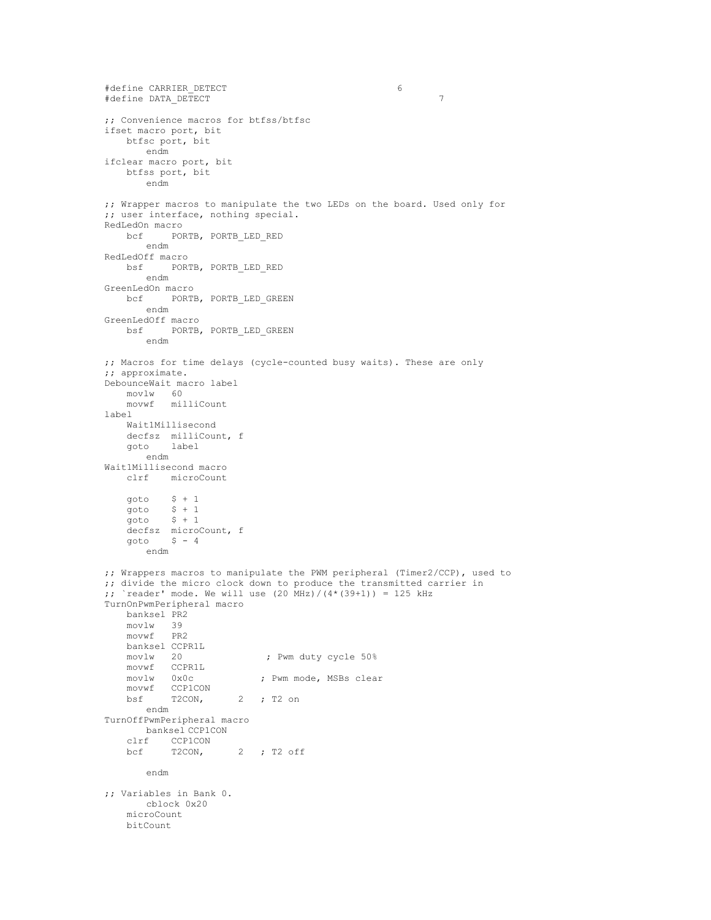```
#define CARRIER_DETECT                          6
#define DATA_DETECT                                     7

;; Convenience macros for btfss/btfsc
ifset macro port, bit
    btfsc port, bit
        endm
ifclear macro port, bit
    btfss port, bit
        endm

;; Wrapper macros to manipulate the two LEDs on the board. Used only for
;; user interface, nothing special.
RedLedOn macro
    bcf     PORTB, PORTB_LED_RED
        endm
RedLedOff macro
    bsf     PORTB, PORTB_LED_RED
        endm
GreenLedOn macro
    bcf     PORTB, PORTB_LED_GREEN
        endm
GreenLedOff macro
    bsf     PORTB, PORTB_LED_GREEN
        endm

;; Macros for time delays (cycle-counted busy waits). These are only
;; approximate.
DebounceWait macro label
    movlw   60
    movwf   milliCount
label
    Wait1Millisecond
    decfsz  milliCount, f
    goto    label
        endm
Wait1Millisecond macro
    clrf    microCount

    goto    $ + 1
    goto    $ + 1
    goto    $ + 1
    decfsz  microCount, f
    goto    $ - 4
        endm

;; Wrappers macros to manipulate the PWM peripheral (Timer2/CCP), used to
;; divide the micro clock down to produce the transmitted carrier in
;; `reader' mode. We will use (20 MHz)/(4*(39+1)) = 125 kHz
TurnOnPwmPeripheral macro
    banksel PR2
    movlw   39
    movwf   PR2
    banksel CCPR1L
    movlw   20              ; Pwm duty cycle 50%
    movwf   CCPR1L
    movlw   0x0c            ; Pwm mode, MSBs clear
    movwf   CCP1CON
    bsf     T2CON,      2   ; T2 on
        endm
TurnOffPwmPeripheral macro
        banksel CCP1CON
    clrf    CCP1CON
    bcf     T2CON,      2   ; T2 off

        endm

;; Variables in Bank 0.
        cblock 0x20
    microCount
    bitCount
```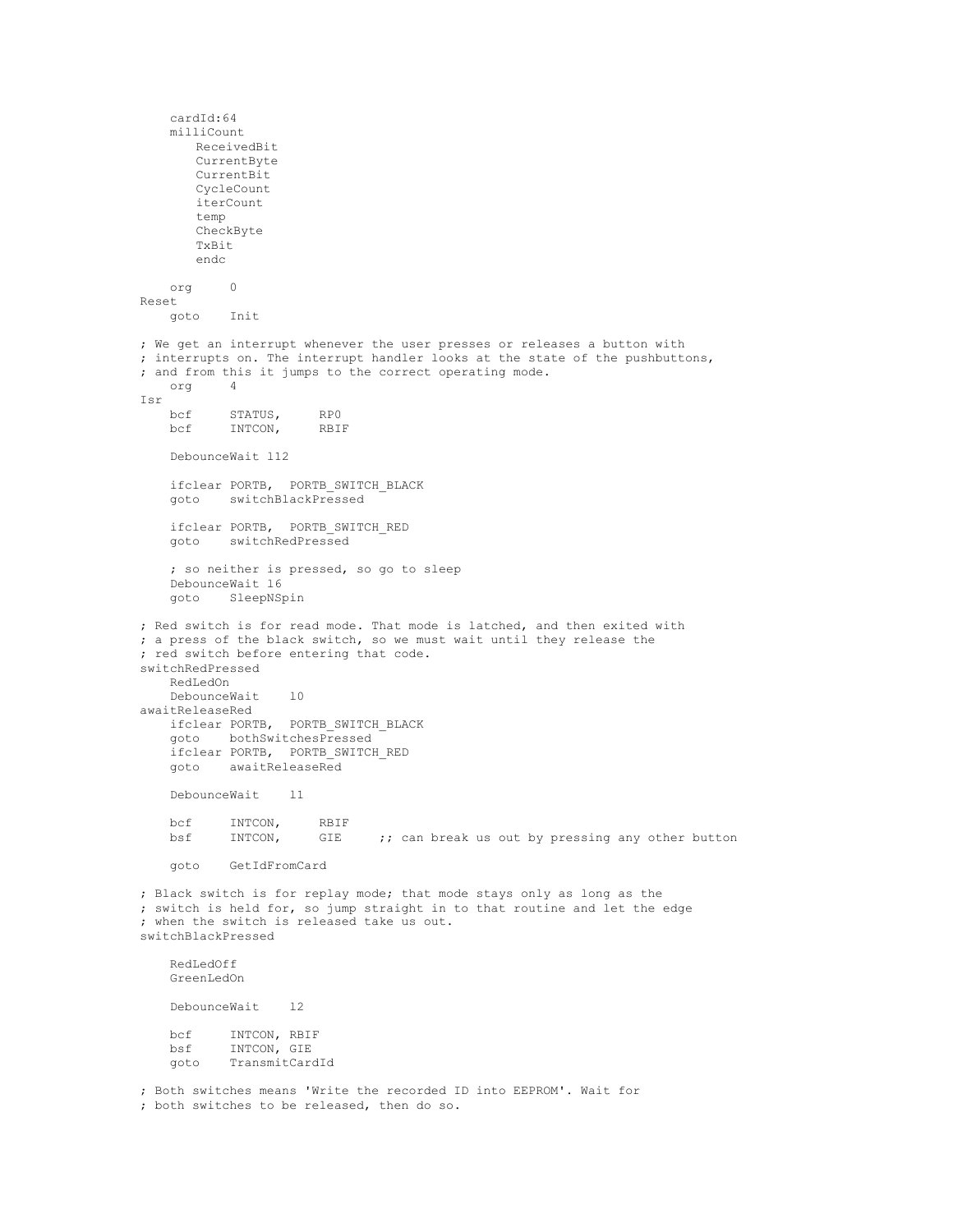```
    cardId:64
    milliCount
        ReceivedBit
        CurrentByte
        CurrentBit
        CycleCount
        iterCount
        temp
        CheckByte
        TxBit
        endc

    org     0
Reset
    goto    Init

; We get an interrupt whenever the user presses or releases a button with
; interrupts on. The interrupt handler looks at the state of the pushbuttons,
; and from this it jumps to the correct operating mode.
    org     4
Isr
    bcf     STATUS,     RP0
    bcf     INTCON,     RBIF

    DebounceWait 112

    ifclear PORTB,  PORTB_SWITCH_BLACK
    goto    switchBlackPressed

    ifclear PORTB,  PORTB_SWITCH_RED
    goto    switchRedPressed

    ; so neither is pressed, so go to sleep
    DebounceWait 16
    goto    SleepNSpin

; Red switch is for read mode. That mode is latched, and then exited with
; a press of the black switch, so we must wait until they release the
; red switch before entering that code.
switchRedPressed
    RedLedOn
    DebounceWait    10
awaitReleaseRed
    ifclear PORTB,  PORTB_SWITCH_BLACK
    goto    bothSwitchesPressed
    ifclear PORTB,  PORTB_SWITCH_RED
    goto    awaitReleaseRed

    DebounceWait    11

    bcf     INTCON,     RBIF
    bsf     INTCON,     GIE     ;; can break us out by pressing any other button

    goto    GetIdFromCard

; Black switch is for replay mode; that mode stays only as long as the
; switch is held for, so jump straight in to that routine and let the edge
; when the switch is released take us out.
switchBlackPressed

    RedLedOff
    GreenLedOn

    DebounceWait    12

    bcf     INTCON, RBIF
    bsf     INTCON, GIE
    goto    TransmitCardId

; Both switches means 'Write the recorded ID into EEPROM'. Wait for
; both switches to be released, then do so.
```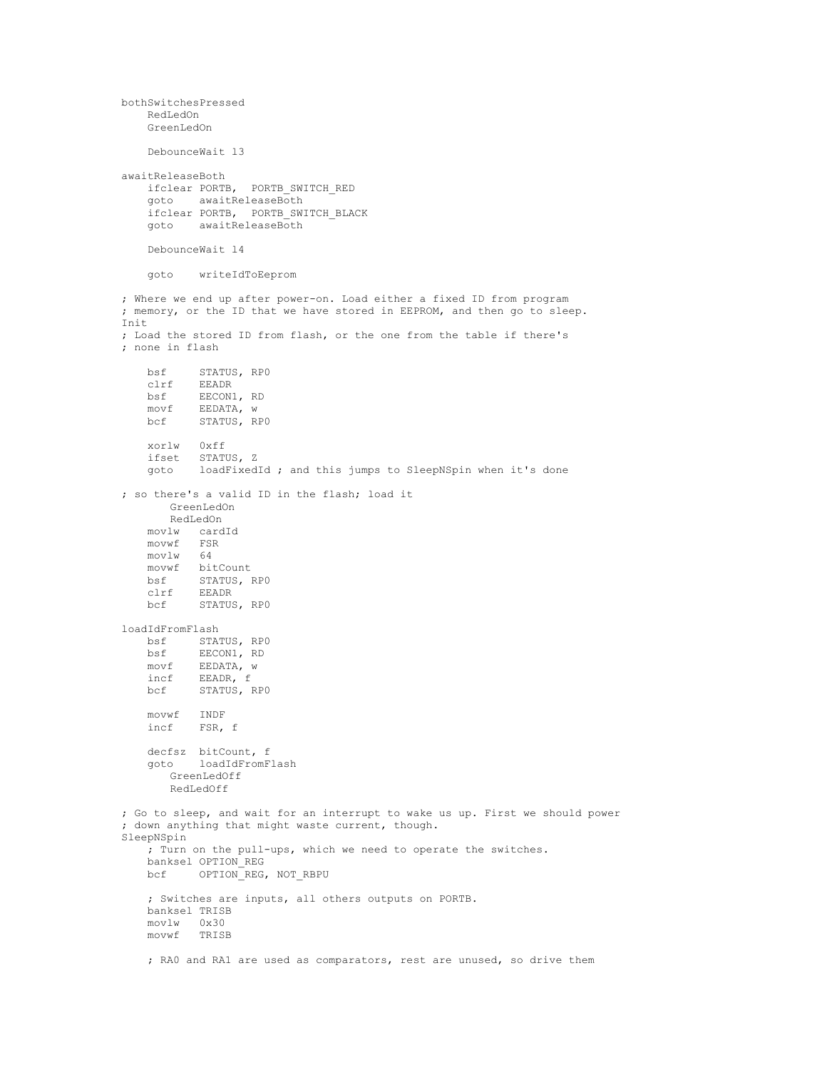```
bothSwitchesPressed
    RedLedOn
    GreenLedOn

    DebounceWait 13

awaitReleaseBoth
    ifclear PORTB,  PORTB_SWITCH_RED
    goto    awaitReleaseBoth
    ifclear PORTB,  PORTB_SWITCH_BLACK
    goto    awaitReleaseBoth

    DebounceWait 14

    goto    writeIdToEeprom

; Where we end up after power-on. Load either a fixed ID from program
; memory, or the ID that we have stored in EEPROM, and then go to sleep.
Init
; Load the stored ID from flash, or the one from the table if there's
; none in flash

    bsf     STATUS, RP0
    clrf    EEADR
    bsf     EECON1, RD
    movf    EEDATA, w
    bcf     STATUS, RP0

    xorlw   0xff
    ifset   STATUS, Z
    goto    loadFixedId ; and this jumps to SleepNSpin when it's done

; so there's a valid ID in the flash; load it
        GreenLedOn
        RedLedOn
    movlw   cardId
    movwf   FSR
    movlw   64
    movwf   bitCount
    bsf     STATUS, RP0
    clrf    EEADR
    bcf     STATUS, RP0

loadIdFromFlash
    bsf     STATUS, RP0
    bsf     EECON1, RD
    movf    EEDATA, w
    incf    EEADR, f
    bcf     STATUS, RP0

    movwf   INDF
    incf    FSR, f

    decfsz  bitCount, f
    goto    loadIdFromFlash
        GreenLedOff
        RedLedOff

; Go to sleep, and wait for an interrupt to wake us up. First we should power
; down anything that might waste current, though.
SleepNSpin
    ; Turn on the pull-ups, which we need to operate the switches.
    banksel OPTION_REG
    bcf     OPTION_REG, NOT_RBPU

    ; Switches are inputs, all others outputs on PORTB.
    banksel TRISB
    movlw   0x30
    movwf   TRISB

    ; RA0 and RA1 are used as comparators, rest are unused, so drive them
```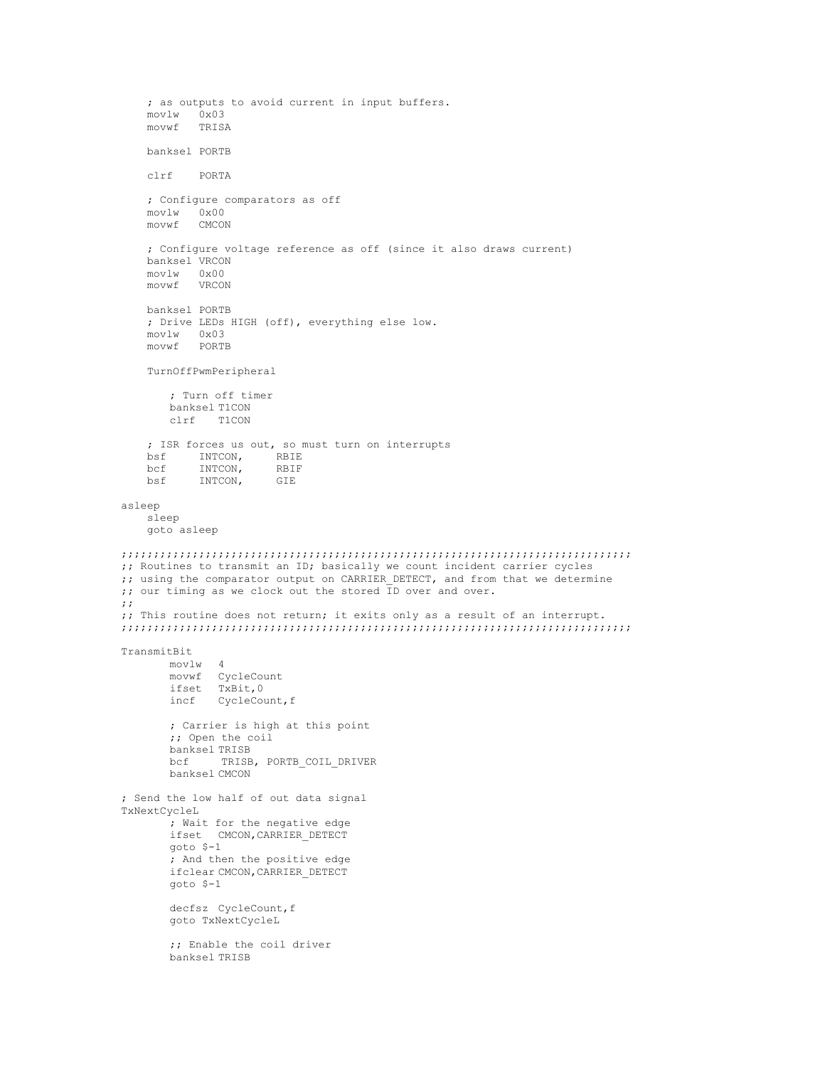```
    ; as outputs to avoid current in input buffers.
    movlw   0x03
    movwf   TRISA

    banksel PORTB

    clrf    PORTA

    ; Configure comparators as off
    movlw   0x00
    movwf   CMCON

    ; Configure voltage reference as off (since it also draws current)
    banksel VRCON
    movlw   0x00
    movwf   VRCON

    banksel PORTB
    ; Drive LEDs HIGH (off), everything else low.
    movlw   0x03
    movwf   PORTB

    TurnOffPwmPeripheral

        ; Turn off timer
        banksel T1CON
        clrf    T1CON

    ; ISR forces us out, so must turn on interrupts
    bsf     INTCON,     RBIE
    bcf     INTCON,     RBIF
    bsf     INTCON,     GIE

asleep
    sleep
    goto asleep

;;;;;;;;;;;;;;;;;;;;;;;;;;;;;;;;;;;;;;;;;;;;;;;;;;;;;;;;;;;;;;;;;;;;;;;;;;;;;;;;;
;; Routines to transmit an ID; basically we count incident carrier cycles
;; using the comparator output on CARRIER_DETECT, and from that we determine
;; our timing as we clock out the stored ID over and over.
;;
;; This routine does not return; it exits only as a result of an interrupt.
;;;;;;;;;;;;;;;;;;;;;;;;;;;;;;;;;;;;;;;;;;;;;;;;;;;;;;;;;;;;;;;;;;;;;;;;;;;;;;;;;

TransmitBit
        movlw   4
        movwf   CycleCount
        ifset   TxBit,0
        incf    CycleCount,f

        ; Carrier is high at this point
        ;; Open the coil
        banksel TRISB
        bcf     TRISB, PORTB_COIL_DRIVER
        banksel CMCON

; Send the low half of out data signal
TxNextCycleL
        ; Wait for the negative edge
        ifset   CMCON,CARRIER_DETECT
        goto $-1
        ; And then the positive edge
        ifclear CMCON,CARRIER_DETECT
        goto $-1

        decfsz  CycleCount,f
        goto TxNextCycleL

        ;; Enable the coil driver
        banksel TRISB
```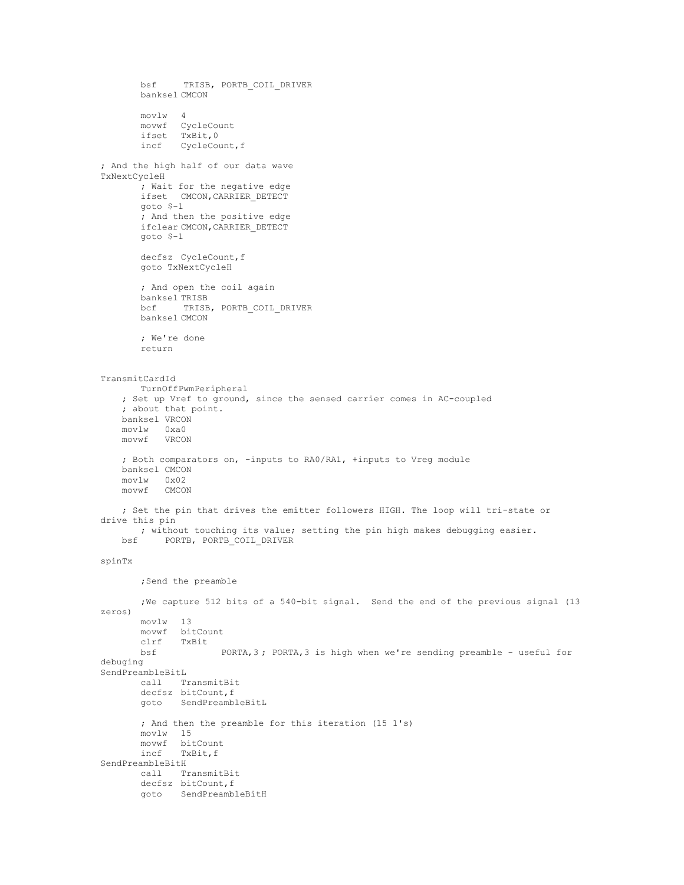```
        bsf     TRISB, PORTB_COIL_DRIVER
        banksel CMCON

        movlw   4
        movwf   CycleCount
        ifset   TxBit,0
        incf    CycleCount,f

; And the high half of our data wave
TxNextCycleH
        ; Wait for the negative edge
        ifset   CMCON,CARRIER_DETECT
        goto $-1
        ; And then the positive edge
        ifclear CMCON,CARRIER_DETECT
        goto $-1

        decfsz  CycleCount,f
        goto TxNextCycleH

        ; And open the coil again
        banksel TRISB
        bcf     TRISB, PORTB_COIL_DRIVER
        banksel CMCON

        ; We're done
        return


TransmitCardId
        TurnOffPwmPeripheral
    ; Set up Vref to ground, since the sensed carrier comes in AC-coupled
    ; about that point.
    banksel VRCON
    movlw   0xa0
    movwf   VRCON

    ; Both comparators on, -inputs to RA0/RA1, +inputs to Vreg module
    banksel CMCON
    movlw   0x02
    movwf   CMCON

    ; Set the pin that drives the emitter followers HIGH. The loop will tri-state or
drive this pin
        ; without touching its value; setting the pin high makes debugging easier.
    bsf     PORTB, PORTB_COIL_DRIVER

spinTx

        ;Send the preamble

        ;We capture 512 bits of a 540-bit signal.  Send the end of the previous signal (13
zeros)
        movlw   13
        movwf   bitCount
        clrf    TxBit
        bsf             PORTA,3 ; PORTA,3 is high when we're sending preamble - useful for
debuging
SendPreambleBitL
        call    TransmitBit
        decfsz bitCount,f
        goto    SendPreambleBitL

        ; And then the preamble for this iteration (15 1's)
        movlw   15
        movwf   bitCount
        incf    TxBit,f
SendPreambleBitH
        call    TransmitBit
        decfsz bitCount,f
        goto    SendPreambleBitH
```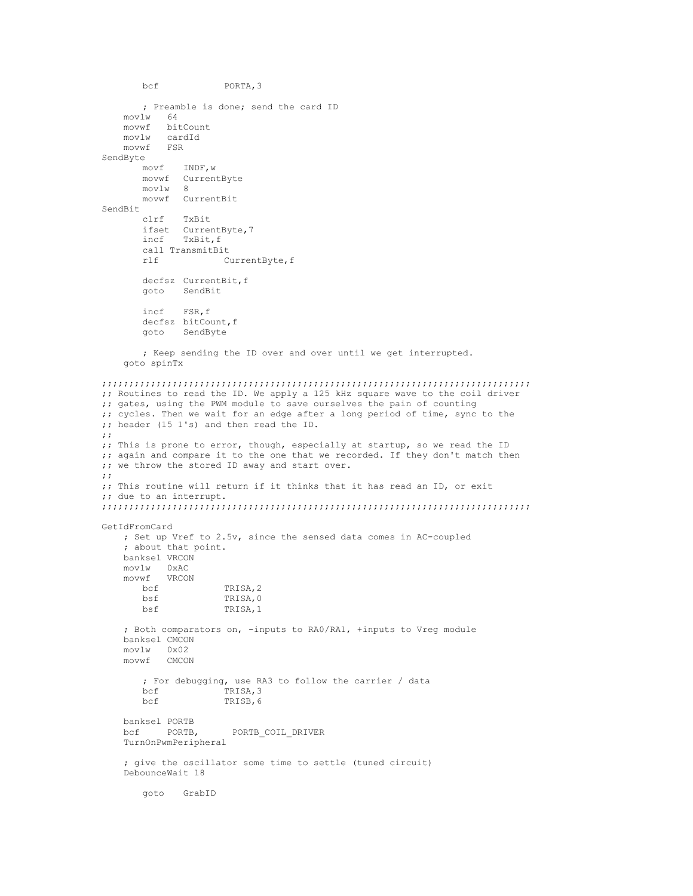```
        bcf             PORTA,3

        ; Preamble is done; send the card ID
    movlw   64
    movwf   bitCount
    movlw   cardId
    movwf   FSR
SendByte
        movf    INDF,w
        movwf   CurrentByte
        movlw   8
        movwf   CurrentBit
SendBit
        clrf    TxBit
        ifset   CurrentByte,7
        incf    TxBit,f
        call TransmitBit
        rlf             CurrentByte,f

        decfsz  CurrentBit,f
        goto    SendBit

        incf    FSR,f
        decfsz  bitCount,f
        goto    SendByte

        ; Keep sending the ID over and over until we get interrupted.
    goto spinTx

;;;;;;;;;;;;;;;;;;;;;;;;;;;;;;;;;;;;;;;;;;;;;;;;;;;;;;;;;;;;;;;;;;;;;;;;;;;;;
;; Routines to read the ID. We apply a 125 kHz square wave to the coil driver
;; gates, using the PWM module to save ourselves the pain of counting
;; cycles. Then we wait for an edge after a long period of time, sync to the
;; header (15 1's) and then read the ID.
;;
;; This is prone to error, though, especially at startup, so we read the ID
;; again and compare it to the one that we recorded. If they don't match then
;; we throw the stored ID away and start over.
;;
;; This routine will return if it thinks that it has read an ID, or exit
;; due to an interrupt.
;;;;;;;;;;;;;;;;;;;;;;;;;;;;;;;;;;;;;;;;;;;;;;;;;;;;;;;;;;;;;;;;;;;;;;;;;;;;;

GetIdFromCard
    ; Set up Vref to 2.5v, since the sensed data comes in AC-coupled
    ; about that point.
    banksel VRCON
    movlw   0xAC
    movwf   VRCON
        bcf             TRISA,2
        bsf             TRISA,0
        bsf             TRISA,1

    ; Both comparators on, -inputs to RA0/RA1, +inputs to Vreg module
    banksel CMCON
    movlw   0x02
    movwf   CMCON

        ; For debugging, use RA3 to follow the carrier / data
        bcf             TRISA,3
        bcf             TRISB,6

    banksel PORTB
    bcf     PORTB,      PORTB_COIL_DRIVER
    TurnOnPwmPeripheral

    ; give the oscillator some time to settle (tuned circuit)
    DebounceWait 18

        goto    GrabID
```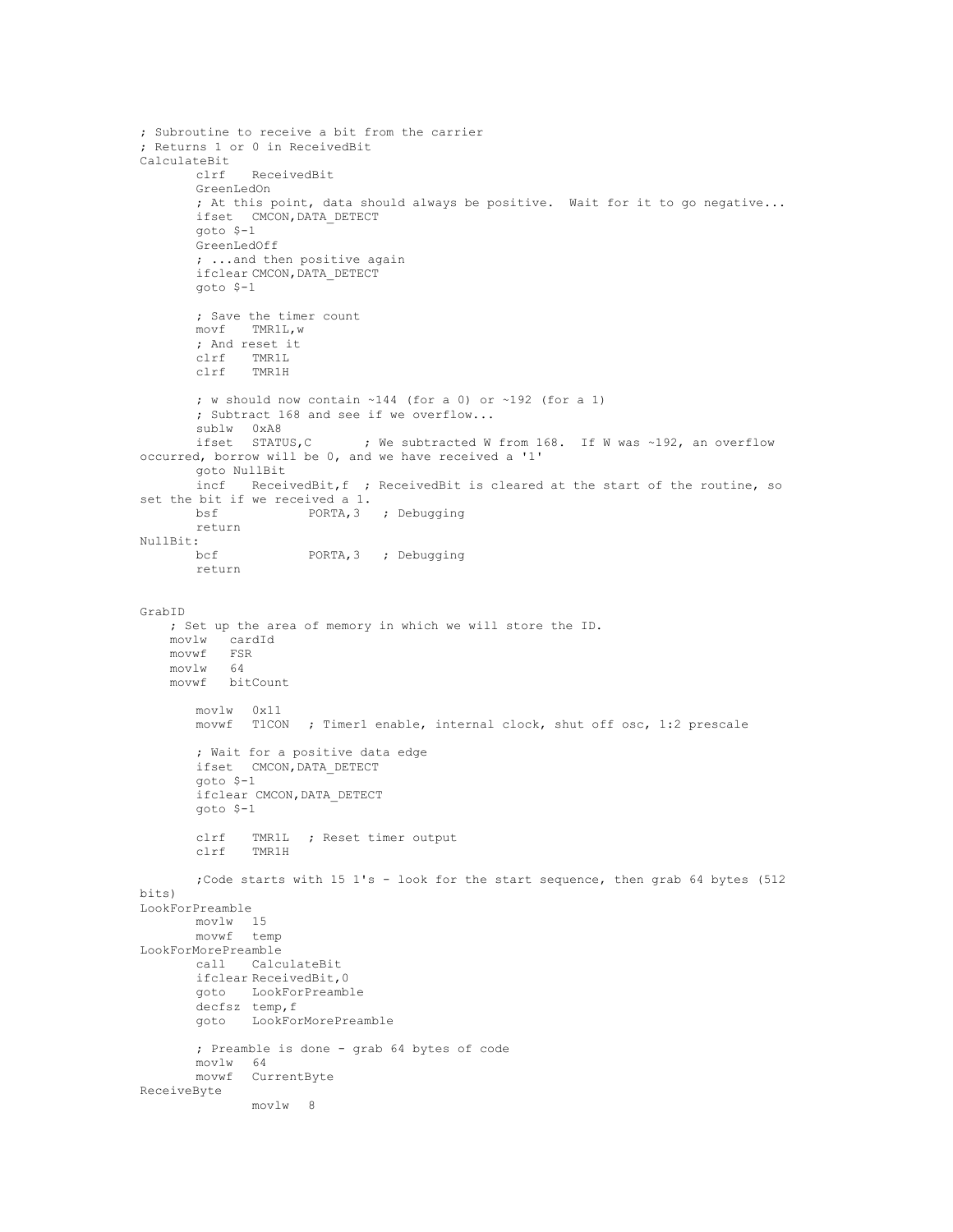```
; Subroutine to receive a bit from the carrier
; Returns 1 or 0 in ReceivedBit
CalculateBit
        clrf    ReceivedBit
        GreenLedOn
        ; At this point, data should always be positive.  Wait for it to go negative...
        ifset   CMCON,DATA_DETECT
        goto $-1
        GreenLedOff
        ; ...and then positive again
        ifclear CMCON,DATA_DETECT
        goto $-1

        ; Save the timer count
        movf    TMR1L,w
        ; And reset it
        clrf    TMR1L
        clrf    TMR1H

        ; w should now contain ~144 (for a 0) or ~192 (for a 1)
        ; Subtract 168 and see if we overflow...
        sublw   0xA8
        ifset   STATUS,C        ; We subtracted W from 168.  If W was ~192, an overflow
occurred, borrow will be 0, and we have received a '1'
        goto NullBit
        incf    ReceivedBit,f  ; ReceivedBit is cleared at the start of the routine, so
set the bit if we received a 1.
        bsf             PORTA,3    ; Debugging
        return
NullBit:
        bcf             PORTA,3    ; Debugging
        return


GrabID
    ; Set up the area of memory in which we will store the ID.
    movlw   cardId
    movwf   FSR
    movlw   64
    movwf   bitCount

        movlw   0x11
        movwf   T1CON   ; Timer1 enable, internal clock, shut off osc, 1:2 prescale

        ; Wait for a positive data edge
        ifset   CMCON,DATA_DETECT
        goto $-1
        ifclear CMCON,DATA_DETECT
        goto $-1

        clrf    TMR1L   ; Reset timer output
        clrf    TMR1H

        ;Code starts with 15 1's - look for the start sequence, then grab 64 bytes (512
bits)
LookForPreamble
        movlw   15
        movwf   temp
LookForMorePreamble
        call    CalculateBit
        ifclear ReceivedBit,0
        goto    LookForPreamble
        decfsz  temp,f
        goto    LookForMorePreamble

        ; Preamble is done - grab 64 bytes of code
        movlw   64
        movwf   CurrentByte
ReceiveByte
                movlw   8
```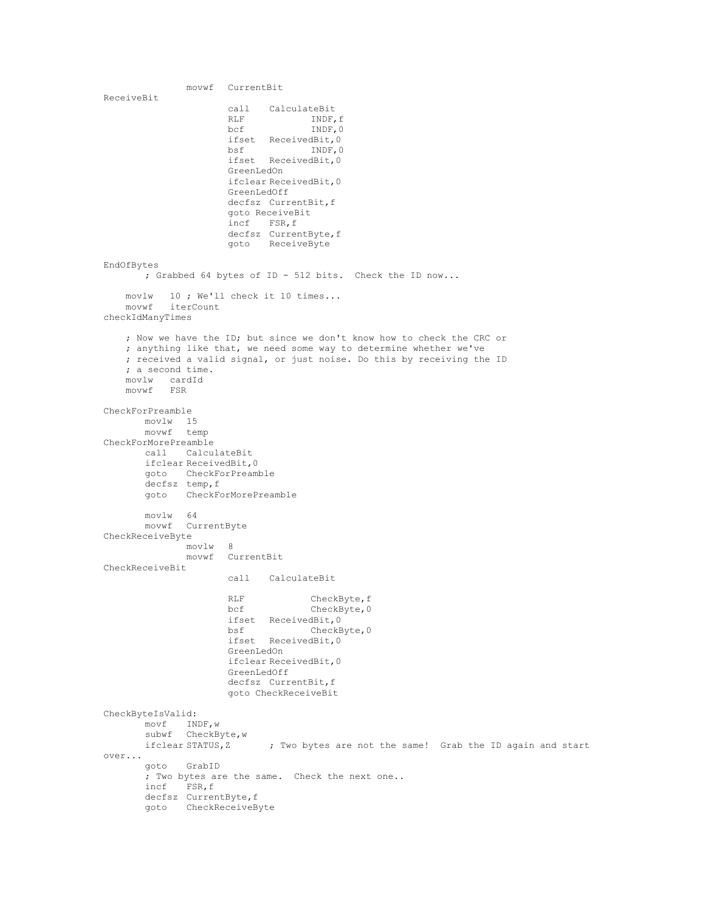```
                movwf   CurrentBit
ReceiveBit
                        call    CalculateBit
                        RLF             INDF,f
                        bcf             INDF,0
                        ifset   ReceivedBit,0
                        bsf             INDF,0
                        ifset   ReceivedBit,0
                        GreenLedOn
                        ifclear ReceivedBit,0
                        GreenLedOff
                        decfsz  CurrentBit,f
                        goto ReceiveBit
                        incf    FSR,f
                        decfsz  CurrentByte,f
                        goto    ReceiveByte

EndOfBytes
        ; Grabbed 64 bytes of ID - 512 bits.  Check the ID now...

    movlw   10 ; We'll check it 10 times...
    movwf   iterCount
checkIdManyTimes

    ; Now we have the ID; but since we don't know how to check the CRC or
    ; anything like that, we need some way to determine whether we've
    ; received a valid signal, or just noise. Do this by receiving the ID
    ; a second time.
    movlw   cardId
    movwf   FSR

CheckForPreamble
        movlw   15
        movwf   temp
CheckForMorePreamble
        call    CalculateBit
        ifclear ReceivedBit,0
        goto    CheckForPreamble
        decfsz  temp,f
        goto    CheckForMorePreamble

        movlw   64
        movwf   CurrentByte
CheckReceiveByte
                movlw   8
                movwf   CurrentBit
CheckReceiveBit
                        call    CalculateBit

                        RLF             CheckByte,f
                        bcf             CheckByte,0
                        ifset   ReceivedBit,0
                        bsf             CheckByte,0
                        ifset   ReceivedBit,0
                        GreenLedOn
                        ifclear ReceivedBit,0
                        GreenLedOff
                        decfsz  CurrentBit,f
                        goto CheckReceiveBit

CheckByteIsValid:
        movf    INDF,w
        subwf   CheckByte,w
        ifclear STATUS,Z        ; Two bytes are not the same!  Grab the ID again and start
over...
        goto    GrabID
        ; Two bytes are the same.  Check the next one..
        incf    FSR,f
        decfsz  CurrentByte,f
        goto    CheckReceiveByte
```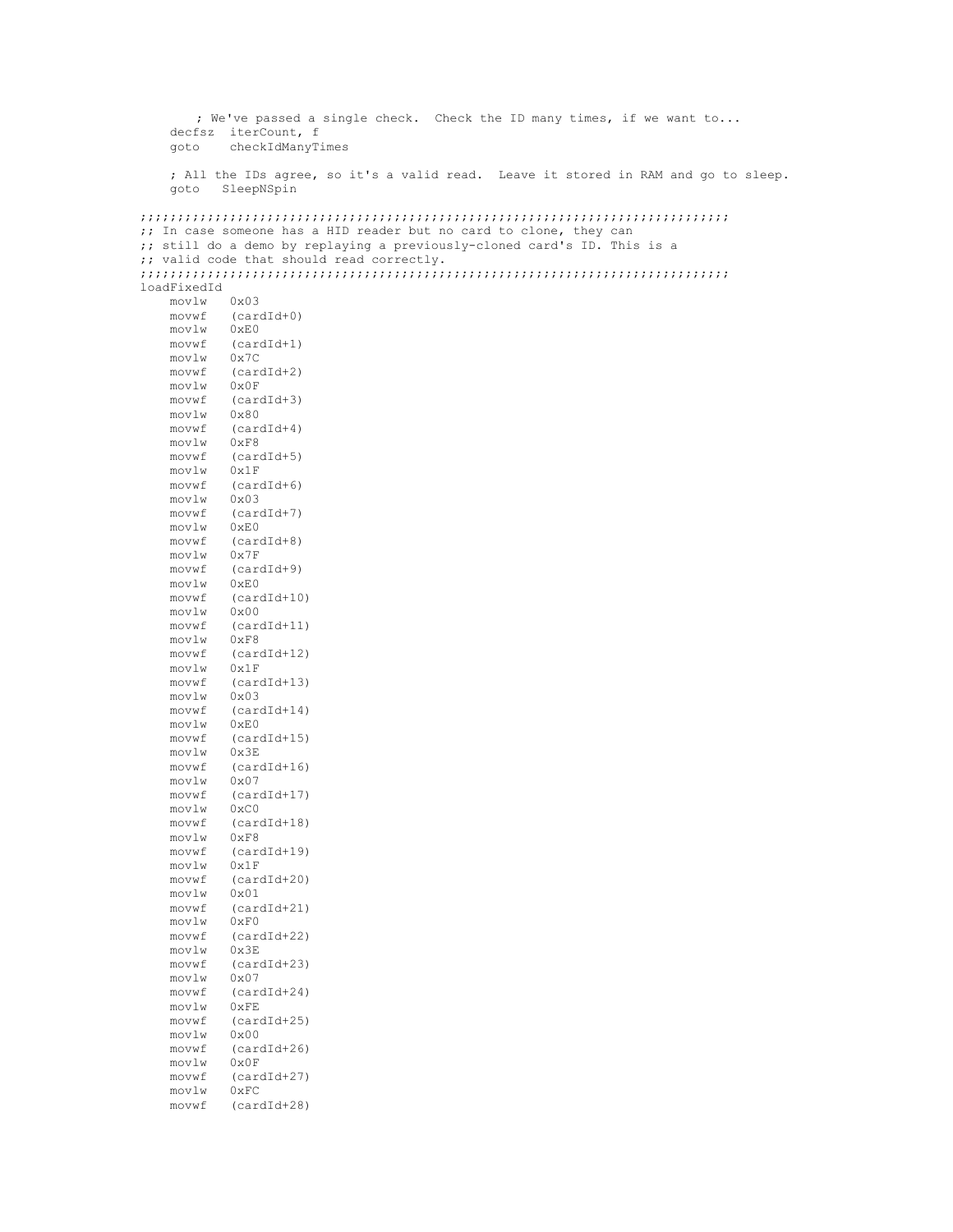```
	; We've passed a single check.  Check the ID many times, if we want to...
	decfsz	iterCount, f
	goto	checkIdManyTimes

	; All the IDs agree, so it's a valid read.  Leave it stored in RAM and go to sleep.
	goto	SleepNSpin

;;;;;;;;;;;;;;;;;;;;;;;;;;;;;;;;;;;;;;;;;;;;;;;;;;;;;;;;;;;;;;;;;;;;;;;;;;;;;;;
;; In case someone has a HID reader but no card to clone, they can
;; still do a demo by replaying a previously-cloned card's ID. This is a
;; valid code that should read correctly.
;;;;;;;;;;;;;;;;;;;;;;;;;;;;;;;;;;;;;;;;;;;;;;;;;;;;;;;;;;;;;;;;;;;;;;;;;;;;;;;
loadFixedId
	movlw	0x03
	movwf	(cardId+0)
	movlw	0xE0
	movwf	(cardId+1)
	movlw	0x7C
	movwf	(cardId+2)
	movlw	0x0F
	movwf	(cardId+3)
	movlw	0x80
	movwf	(cardId+4)
	movlw	0xF8
	movwf	(cardId+5)
	movlw	0x1F
	movwf	(cardId+6)
	movlw	0x03
	movwf	(cardId+7)
	movlw	0xE0
	movwf	(cardId+8)
	movlw	0x7F
	movwf	(cardId+9)
	movlw	0xE0
	movwf	(cardId+10)
	movlw	0x00
	movwf	(cardId+11)
	movlw	0xF8
	movwf	(cardId+12)
	movlw	0x1F
	movwf	(cardId+13)
	movlw	0x03
	movwf	(cardId+14)
	movlw	0xE0
	movwf	(cardId+15)
	movlw	0x3E
	movwf	(cardId+16)
	movlw	0x07
	movwf	(cardId+17)
	movlw	0xC0
	movwf	(cardId+18)
	movlw	0xF8
	movwf	(cardId+19)
	movlw	0x1F
	movwf	(cardId+20)
	movlw	0x01
	movwf	(cardId+21)
	movlw	0xF0
	movwf	(cardId+22)
	movlw	0x3E
	movwf	(cardId+23)
	movlw	0x07
	movwf	(cardId+24)
	movlw	0xFE
	movwf	(cardId+25)
	movlw	0x00
	movwf	(cardId+26)
	movlw	0x0F
	movwf	(cardId+27)
	movlw	0xFC
	movwf	(cardId+28)
```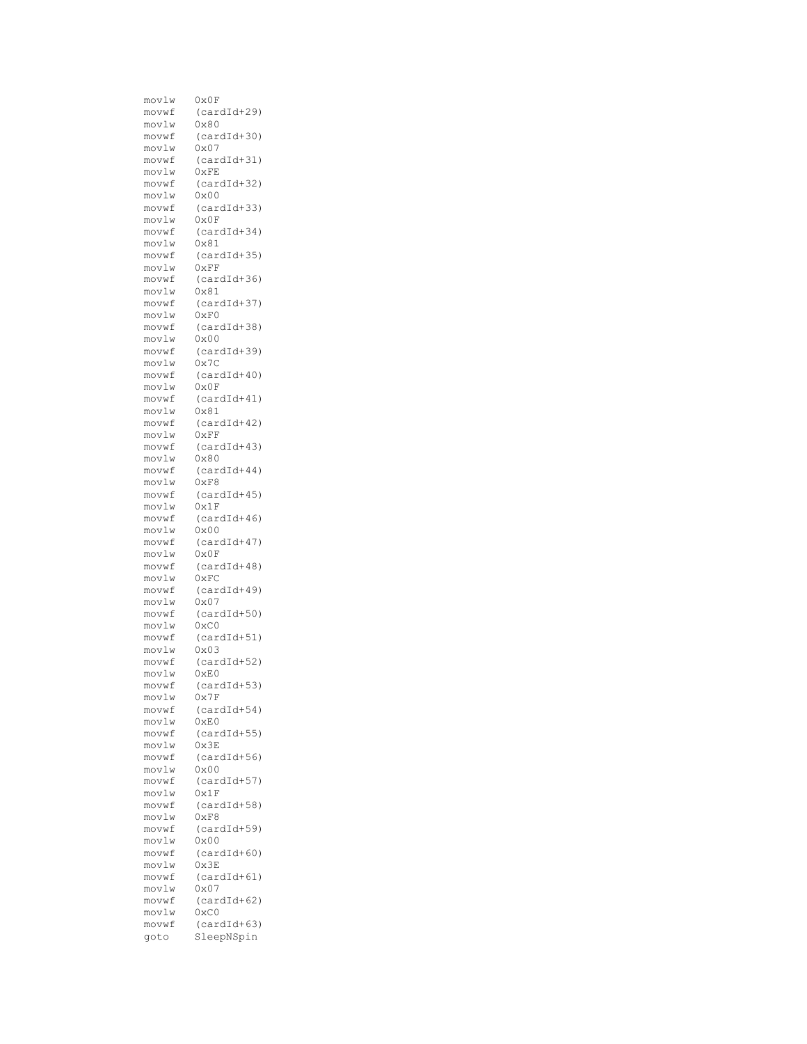```
movlw   0x0F
movwf   (cardId+29)
movlw   0x80
movwf   (cardId+30)
movlw   0x07
movwf   (cardId+31)
movlw   0xFE
movwf   (cardId+32)
movlw   0x00
movwf   (cardId+33)
movlw   0x0F
movwf   (cardId+34)
movlw   0x81
movwf   (cardId+35)
movlw   0xFF
movwf   (cardId+36)
movlw   0x81
movwf   (cardId+37)
movlw   0xF0
movwf   (cardId+38)
movlw   0x00
movwf   (cardId+39)
movlw   0x7C
movwf   (cardId+40)
movlw   0x0F
movwf   (cardId+41)
movlw   0x81
movwf   (cardId+42)
movlw   0xFF
movwf   (cardId+43)
movlw   0x80
movwf   (cardId+44)
movlw   0xF8
movwf   (cardId+45)
movlw   0x1F
movwf   (cardId+46)
movlw   0x00
movwf   (cardId+47)
movlw   0x0F
movwf   (cardId+48)
movlw   0xFC
movwf   (cardId+49)
movlw   0x07
movwf   (cardId+50)
movlw   0xC0
movwf   (cardId+51)
movlw   0x03
movwf   (cardId+52)
movlw   0xE0
movwf   (cardId+53)
movlw   0x7F
movwf   (cardId+54)
movlw   0xE0
movwf   (cardId+55)
movlw   0x3E
movwf   (cardId+56)
movlw   0x00
movwf   (cardId+57)
movlw   0x1F
movwf   (cardId+58)
movlw   0xF8
movwf   (cardId+59)
movlw   0x00
movwf   (cardId+60)
movlw   0x3E
movwf   (cardId+61)
movlw   0x07
movwf   (cardId+62)
movlw   0xC0
movwf   (cardId+63)
goto    SleepNSpin
```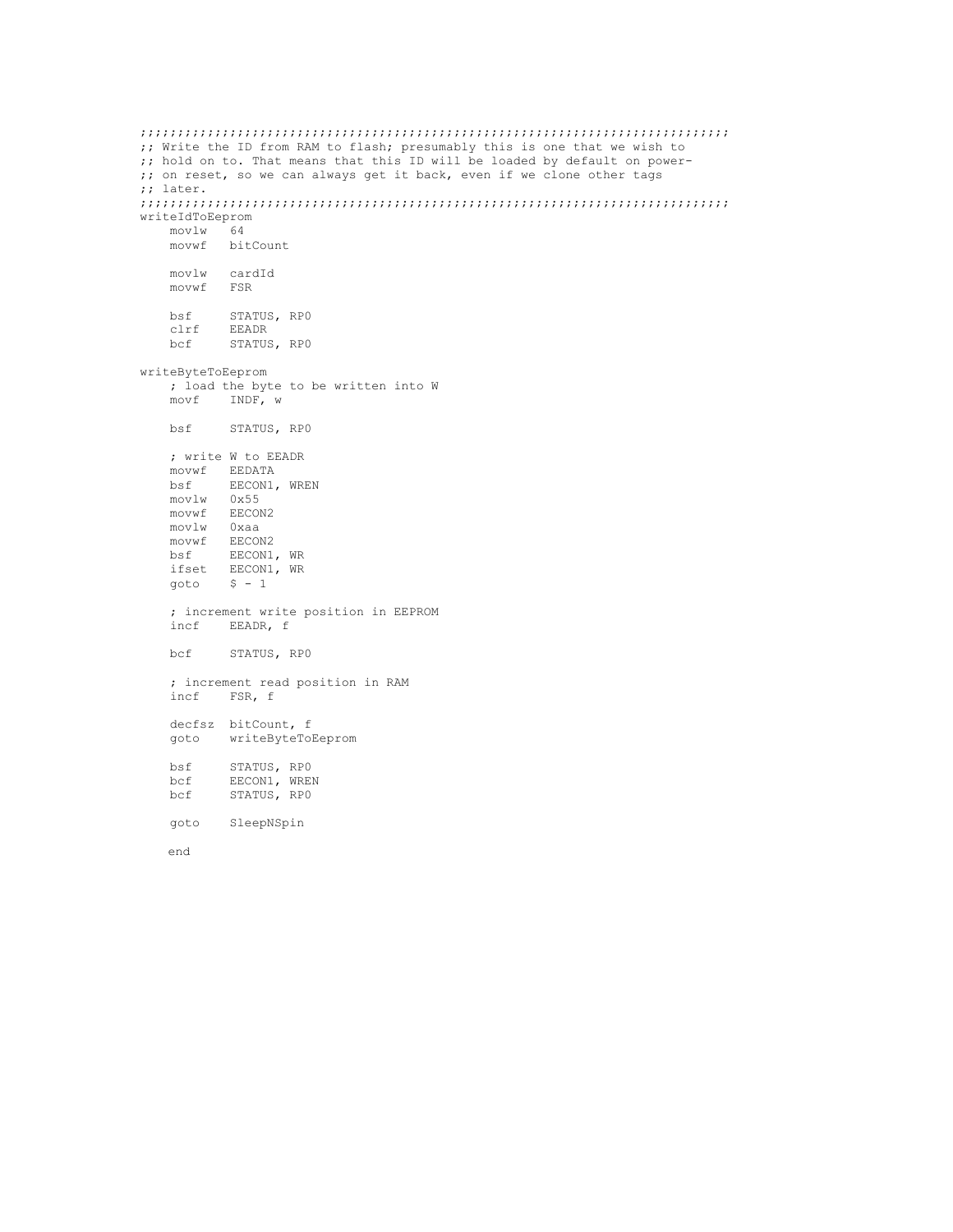```
;;;;;;;;;;;;;;;;;;;;;;;;;;;;;;;;;;;;;;;;;;;;;;;;;;;;;;;;;;;;;;;;;;;;;;;;;;;;;;;;
;; Write the ID from RAM to flash; presumably this is one that we wish to
;; hold on to. That means that this ID will be loaded by default on power-
;; on reset, so we can always get it back, even if we clone other tags
;; later.
;;;;;;;;;;;;;;;;;;;;;;;;;;;;;;;;;;;;;;;;;;;;;;;;;;;;;;;;;;;;;;;;;;;;;;;;;;;;;;;;
writeIdToEeprom
    movlw   64
    movwf   bitCount

    movlw   cardId
    movwf   FSR

    bsf     STATUS, RP0
    clrf    EEADR
    bcf     STATUS, RP0

writeByteToEeprom
    ; load the byte to be written into W
    movf    INDF, w

    bsf     STATUS, RP0

    ; write W to EEADR
    movwf   EEDATA
    bsf     EECON1, WREN
    movlw   0x55
    movwf   EECON2
    movlw   0xaa
    movwf   EECON2
    bsf     EECON1, WR
    ifset   EECON1, WR
    goto    $ - 1

    ; increment write position in EEPROM
    incf    EEADR, f

    bcf     STATUS, RP0

    ; increment read position in RAM
    incf    FSR, f

    decfsz  bitCount, f
    goto    writeByteToEeprom

    bsf     STATUS, RP0
    bcf     EECON1, WREN
    bcf     STATUS, RP0

    goto    SleepNSpin

    end
```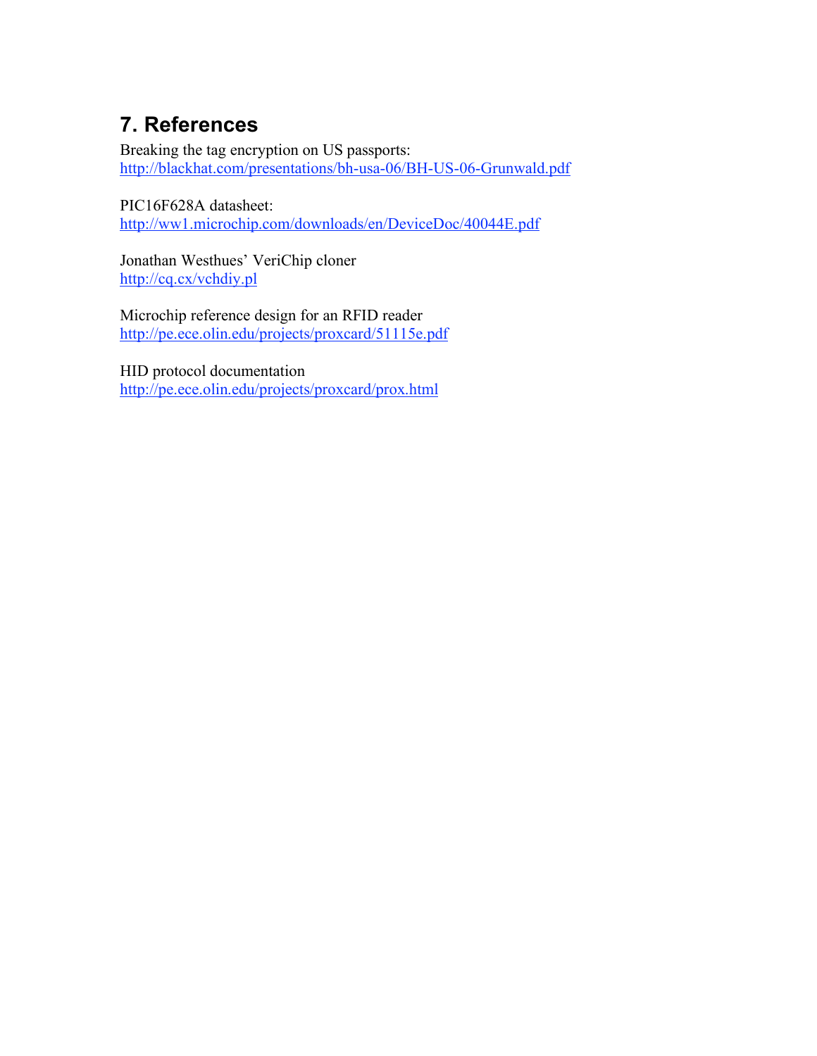## 7. References

Breaking the tag encryption on US passports:
http://blackhat.com/presentations/bh-usa-06/BH-US-06-Grunwald.pdf

PIC16F628A datasheet:
http://ww1.microchip.com/downloads/en/DeviceDoc/40044E.pdf

Jonathan Westhues' VeriChip cloner
http://cq.cx/vchdiy.pl

Microchip reference design for an RFID reader
http://pe.ece.olin.edu/projects/proxcard/51115e.pdf

HID protocol documentation
http://pe.ece.olin.edu/projects/proxcard/prox.html